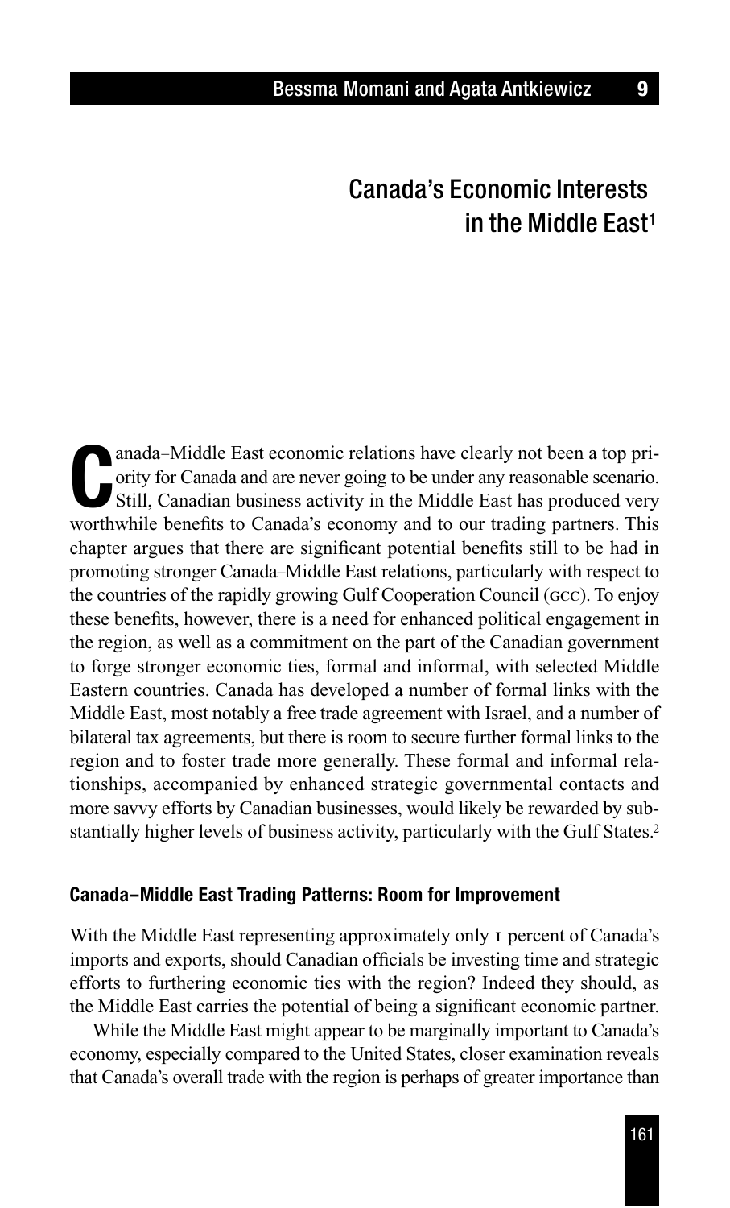# Canada's Economic Interests in the Middle East[1]

Canada–Middle East economic relations have clearly not been a top priority for Canada and are never going to be under any reasonable scenario. Still, Canadian business activity in the Middle East has produced very worthwhile benefits to Canada's economy and to our trading partners. This chapter argues that there are significant potential benefits still to be had in promoting stronger Canada–Middle East relations, particularly with respect to the countries of the rapidly growing Gulf Cooperation Council (GCC). To enjoy these benefits, however, there is a need for enhanced political engagement in the region, as well as a commitment on the part of the Canadian government to forge stronger economic ties, formal and informal, with selected Middle Eastern countries. Canada has developed a number of formal links with the Middle East, most notably a free trade agreement with Israel, and a number of bilateral tax agreements, but there is room to secure further formal links to the region and to foster trade more generally. These formal and informal relationships, accompanied by enhanced strategic governmental contacts and more savvy efforts by Canadian businesses, would likely be rewarded by substantially higher levels of business activity, particularly with the Gulf States.[2]

## Canada–Middle East Trading Patterns: Room for Improvement

With the Middle East representing approximately only 1 percent of Canada's imports and exports, should Canadian officials be investing time and strategic efforts to furthering economic ties with the region? Indeed they should, as the Middle East carries the potential of being a significant economic partner.

While the Middle East might appear to be marginally important to Canada's economy, especially compared to the United States, closer examination reveals that Canada's overall trade with the region is perhaps of greater importance than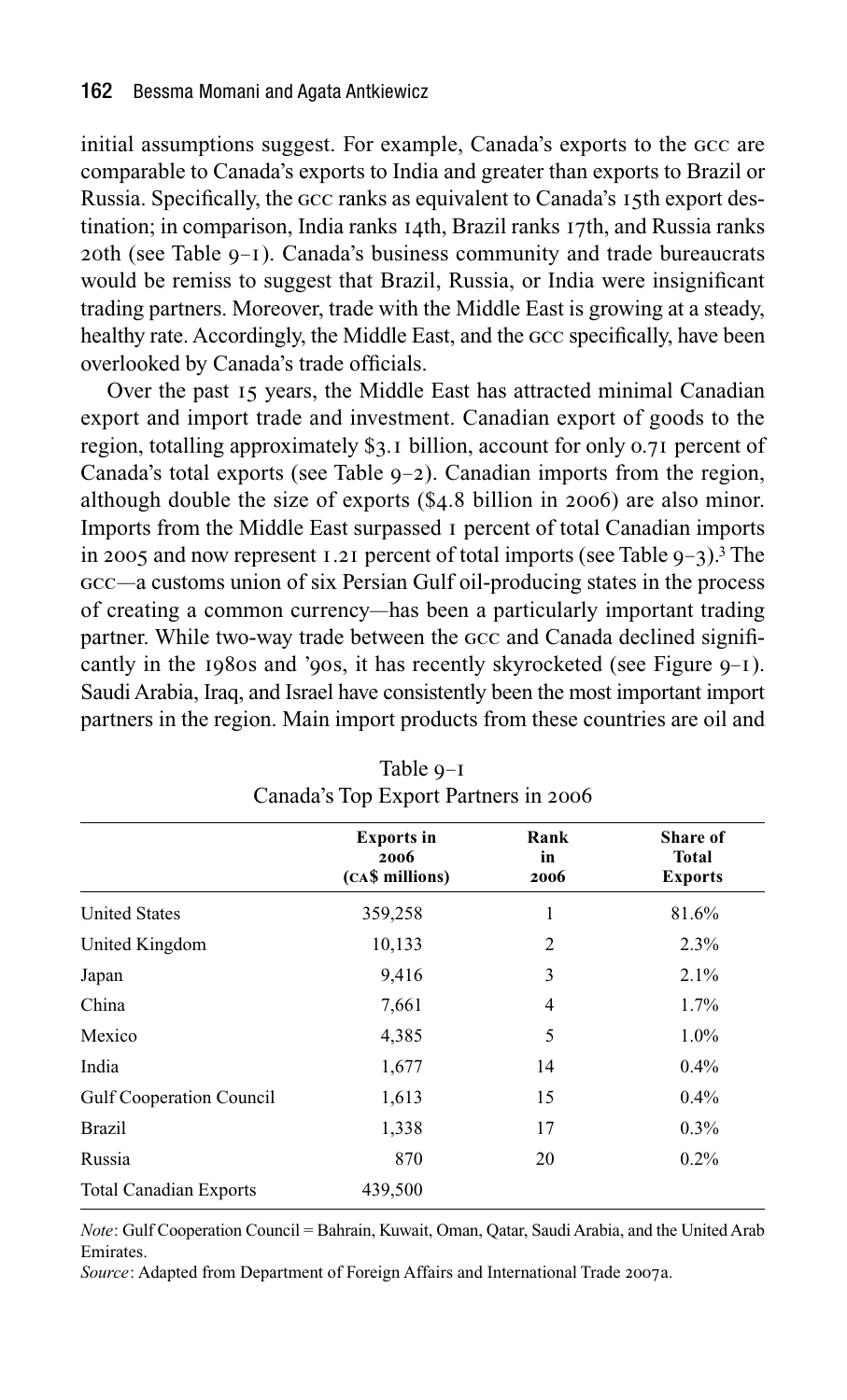initial assumptions suggest. For example, Canada's exports to the GCC are comparable to Canada's exports to India and greater than exports to Brazil or Russia. Specifically, the GCC ranks as equivalent to Canada's 15th export destination; in comparison, India ranks 14th, Brazil ranks 17th, and Russia ranks 20th (see Table 9–1). Canada's business community and trade bureaucrats would be remiss to suggest that Brazil, Russia, or India were insignificant trading partners. Moreover, trade with the Middle East is growing at a steady, healthy rate. Accordingly, the Middle East, and the GCC specifically, have been overlooked by Canada's trade officials.

Over the past 15 years, the Middle East has attracted minimal Canadian export and import trade and investment. Canadian export of goods to the region, totalling approximately $3.1 billion, account for only 0.71 percent of Canada's total exports (see Table 9–2). Canadian imports from the region, although double the size of exports ($4.8 billion in 2006) are also minor. Imports from the Middle East surpassed 1 percent of total Canadian imports in 2005 and now represent 1.21 percent of total imports (see Table 9–3).[3] The GCC—a customs union of six Persian Gulf oil-producing states in the process of creating a common currency—has been a particularly important trading partner. While two-way trade between the GCC and Canada declined significantly in the 1980s and '90s, it has recently skyrocketed (see Figure 9–1). Saudi Arabia, Iraq, and Israel have consistently been the most important import partners in the region. Main import products from these countries are oil and

Table 9–1
Canada's Top Export Partners in 2006

| | Exports in 2006 (CA$ millions) | Rank in 2006 | Share of Total Exports |
|---|---|---|---|
| United States | 359,258 | 1 | 81.6% |
| United Kingdom | 10,133 | 2 | 2.3% |
| Japan | 9,416 | 3 | 2.1% |
| China | 7,661 | 4 | 1.7% |
| Mexico | 4,385 | 5 | 1.0% |
| India | 1,677 | 14 | 0.4% |
| Gulf Cooperation Council | 1,613 | 15 | 0.4% |
| Brazil | 1,338 | 17 | 0.3% |
| Russia | 870 | 20 | 0.2% |
| Total Canadian Exports | 439,500 | | |

*Note*: Gulf Cooperation Council = Bahrain, Kuwait, Oman, Qatar, Saudi Arabia, and the United Arab Emirates.

*Source*: Adapted from Department of Foreign Affairs and International Trade 2007a.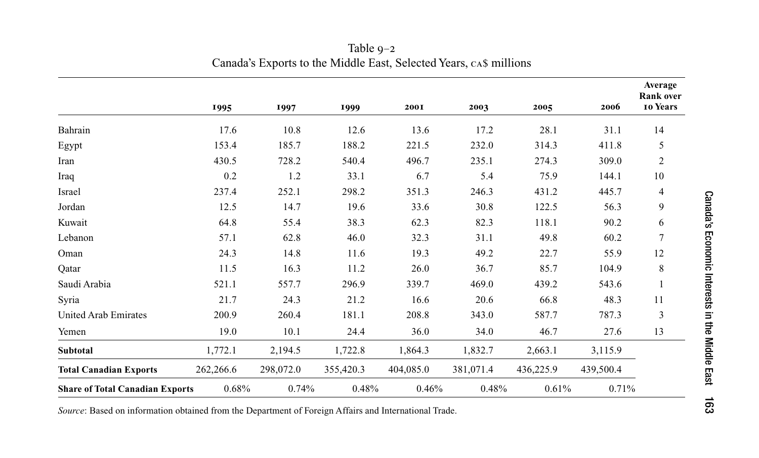Table 9–2
Canada's Exports to the Middle East, Selected Years, CA$ millions

| | 1995 | 1997 | 1999 | 2001 | 2003 | 2005 | 2006 | Average Rank over 10 Years |
|---|---|---|---|---|---|---|---|---|
| Bahrain | 17.6 | 10.8 | 12.6 | 13.6 | 17.2 | 28.1 | 31.1 | 14 |
| Egypt | 153.4 | 185.7 | 188.2 | 221.5 | 232.0 | 314.3 | 411.8 | 5 |
| Iran | 430.5 | 728.2 | 540.4 | 496.7 | 235.1 | 274.3 | 309.0 | 2 |
| Iraq | 0.2 | 1.2 | 33.1 | 6.7 | 5.4 | 75.9 | 144.1 | 10 |
| Israel | 237.4 | 252.1 | 298.2 | 351.3 | 246.3 | 431.2 | 445.7 | 4 |
| Jordan | 12.5 | 14.7 | 19.6 | 33.6 | 30.8 | 122.5 | 56.3 | 9 |
| Kuwait | 64.8 | 55.4 | 38.3 | 62.3 | 82.3 | 118.1 | 90.2 | 6 |
| Lebanon | 57.1 | 62.8 | 46.0 | 32.3 | 31.1 | 49.8 | 60.2 | 7 |
| Oman | 24.3 | 14.8 | 11.6 | 19.3 | 49.2 | 22.7 | 55.9 | 12 |
| Qatar | 11.5 | 16.3 | 11.2 | 26.0 | 36.7 | 85.7 | 104.9 | 8 |
| Saudi Arabia | 521.1 | 557.7 | 296.9 | 339.7 | 469.0 | 439.2 | 543.6 | 1 |
| Syria | 21.7 | 24.3 | 21.2 | 16.6 | 20.6 | 66.8 | 48.3 | 11 |
| United Arab Emirates | 200.9 | 260.4 | 181.1 | 208.8 | 343.0 | 587.7 | 787.3 | 3 |
| Yemen | 19.0 | 10.1 | 24.4 | 36.0 | 34.0 | 46.7 | 27.6 | 13 |
| **Subtotal** | 1,772.1 | 2,194.5 | 1,722.8 | 1,864.3 | 1,832.7 | 2,663.1 | 3,115.9 | |
| **Total Canadian Exports** | 262,266.6 | 298,072.0 | 355,420.3 | 404,085.0 | 381,071.4 | 436,225.9 | 439,500.4 | |
| **Share of Total Canadian Exports** | 0.68% | 0.74% | 0.48% | 0.46% | 0.48% | 0.61% | 0.71% | |

*Source*: Based on information obtained from the Department of Foreign Affairs and International Trade.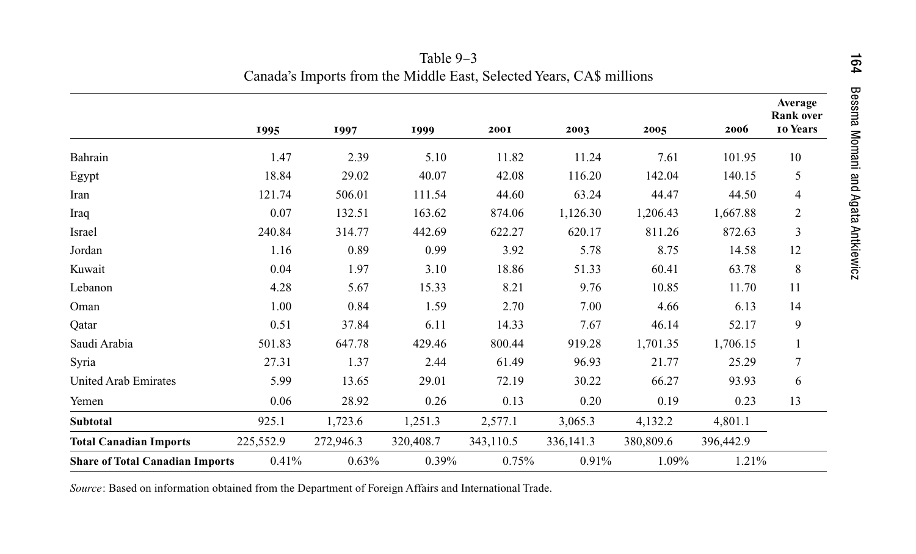Table 9–3
Canada's Imports from the Middle East, Selected Years, CA$ millions

| | 1995 | 1997 | 1999 | 2001 | 2003 | 2005 | 2006 | Average Rank over 10 Years |
|---|---|---|---|---|---|---|---|---|
| Bahrain | 1.47 | 2.39 | 5.10 | 11.82 | 11.24 | 7.61 | 101.95 | 10 |
| Egypt | 18.84 | 29.02 | 40.07 | 42.08 | 116.20 | 142.04 | 140.15 | 5 |
| Iran | 121.74 | 506.01 | 111.54 | 44.60 | 63.24 | 44.47 | 44.50 | 4 |
| Iraq | 0.07 | 132.51 | 163.62 | 874.06 | 1,126.30 | 1,206.43 | 1,667.88 | 2 |
| Israel | 240.84 | 314.77 | 442.69 | 622.27 | 620.17 | 811.26 | 872.63 | 3 |
| Jordan | 1.16 | 0.89 | 0.99 | 3.92 | 5.78 | 8.75 | 14.58 | 12 |
| Kuwait | 0.04 | 1.97 | 3.10 | 18.86 | 51.33 | 60.41 | 63.78 | 8 |
| Lebanon | 4.28 | 5.67 | 15.33 | 8.21 | 9.76 | 10.85 | 11.70 | 11 |
| Oman | 1.00 | 0.84 | 1.59 | 2.70 | 7.00 | 4.66 | 6.13 | 14 |
| Qatar | 0.51 | 37.84 | 6.11 | 14.33 | 7.67 | 46.14 | 52.17 | 9 |
| Saudi Arabia | 501.83 | 647.78 | 429.46 | 800.44 | 919.28 | 1,701.35 | 1,706.15 | 1 |
| Syria | 27.31 | 1.37 | 2.44 | 61.49 | 96.93 | 21.77 | 25.29 | 7 |
| United Arab Emirates | 5.99 | 13.65 | 29.01 | 72.19 | 30.22 | 66.27 | 93.93 | 6 |
| Yemen | 0.06 | 28.92 | 0.26 | 0.13 | 0.20 | 0.19 | 0.23 | 13 |
| **Subtotal** | 925.1 | 1,723.6 | 1,251.3 | 2,577.1 | 3,065.3 | 4,132.2 | 4,801.1 | |
| **Total Canadian Imports** | 225,552.9 | 272,946.3 | 320,408.7 | 343,110.5 | 336,141.3 | 380,809.6 | 396,442.9 | |
| **Share of Total Canadian Imports** | 0.41% | 0.63% | 0.39% | 0.75% | 0.91% | 1.09% | 1.21% | |

*Source*: Based on information obtained from the Department of Foreign Affairs and International Trade.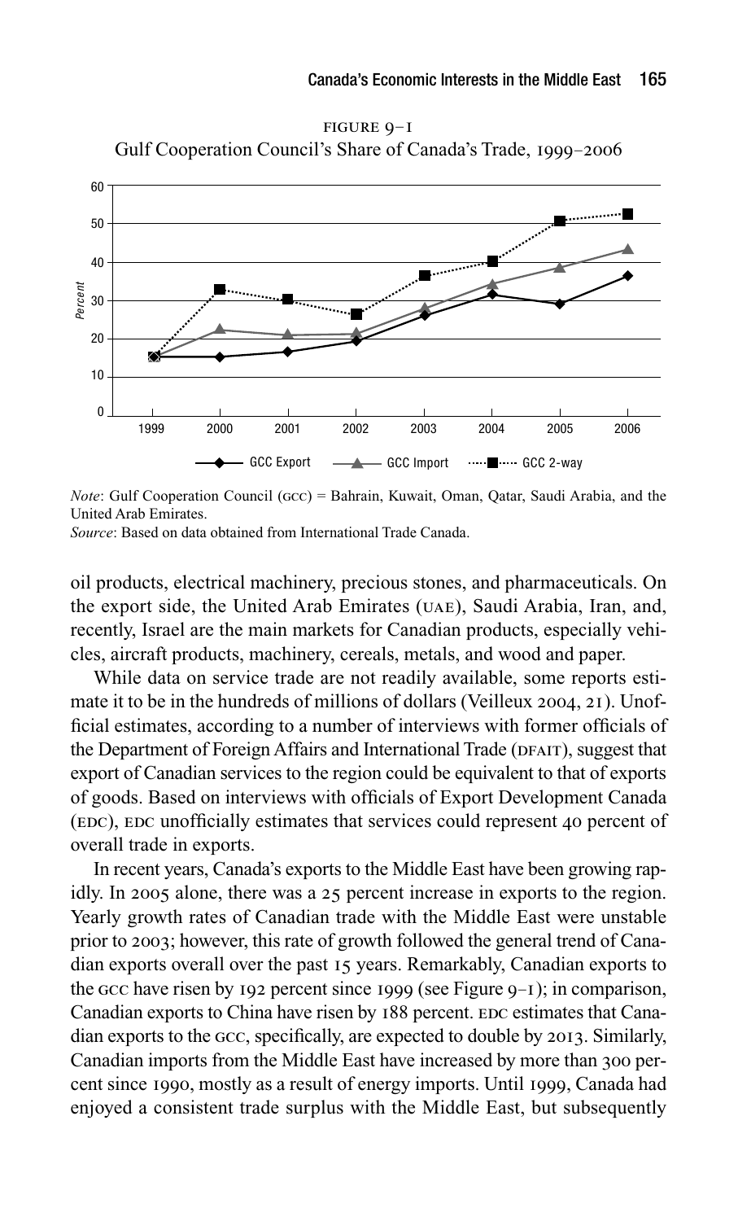FIGURE 9–1
Gulf Cooperation Council's Share of Canada's Trade, 1999–2006

*Note*: Gulf Cooperation Council (GCC) = Bahrain, Kuwait, Oman, Qatar, Saudi Arabia, and the United Arab Emirates.
*Source*: Based on data obtained from International Trade Canada.

oil products, electrical machinery, precious stones, and pharmaceuticals. On the export side, the United Arab Emirates (UAE), Saudi Arabia, Iran, and, recently, Israel are the main markets for Canadian products, especially vehicles, aircraft products, machinery, cereals, metals, and wood and paper.

While data on service trade are not readily available, some reports estimate it to be in the hundreds of millions of dollars (Veilleux 2004, 21). Unofficial estimates, according to a number of interviews with former officials of the Department of Foreign Affairs and International Trade (DFAIT), suggest that export of Canadian services to the region could be equivalent to that of exports of goods. Based on interviews with officials of Export Development Canada (EDC), EDC unofficially estimates that services could represent 40 percent of overall trade in exports.

In recent years, Canada's exports to the Middle East have been growing rapidly. In 2005 alone, there was a 25 percent increase in exports to the region. Yearly growth rates of Canadian trade with the Middle East were unstable prior to 2003; however, this rate of growth followed the general trend of Canadian exports overall over the past 15 years. Remarkably, Canadian exports to the GCC have risen by 192 percent since 1999 (see Figure 9–1); in comparison, Canadian exports to China have risen by 188 percent. EDC estimates that Canadian exports to the GCC, specifically, are expected to double by 2013. Similarly, Canadian imports from the Middle East have increased by more than 300 percent since 1990, mostly as a result of energy imports. Until 1999, Canada had enjoyed a consistent trade surplus with the Middle East, but subsequently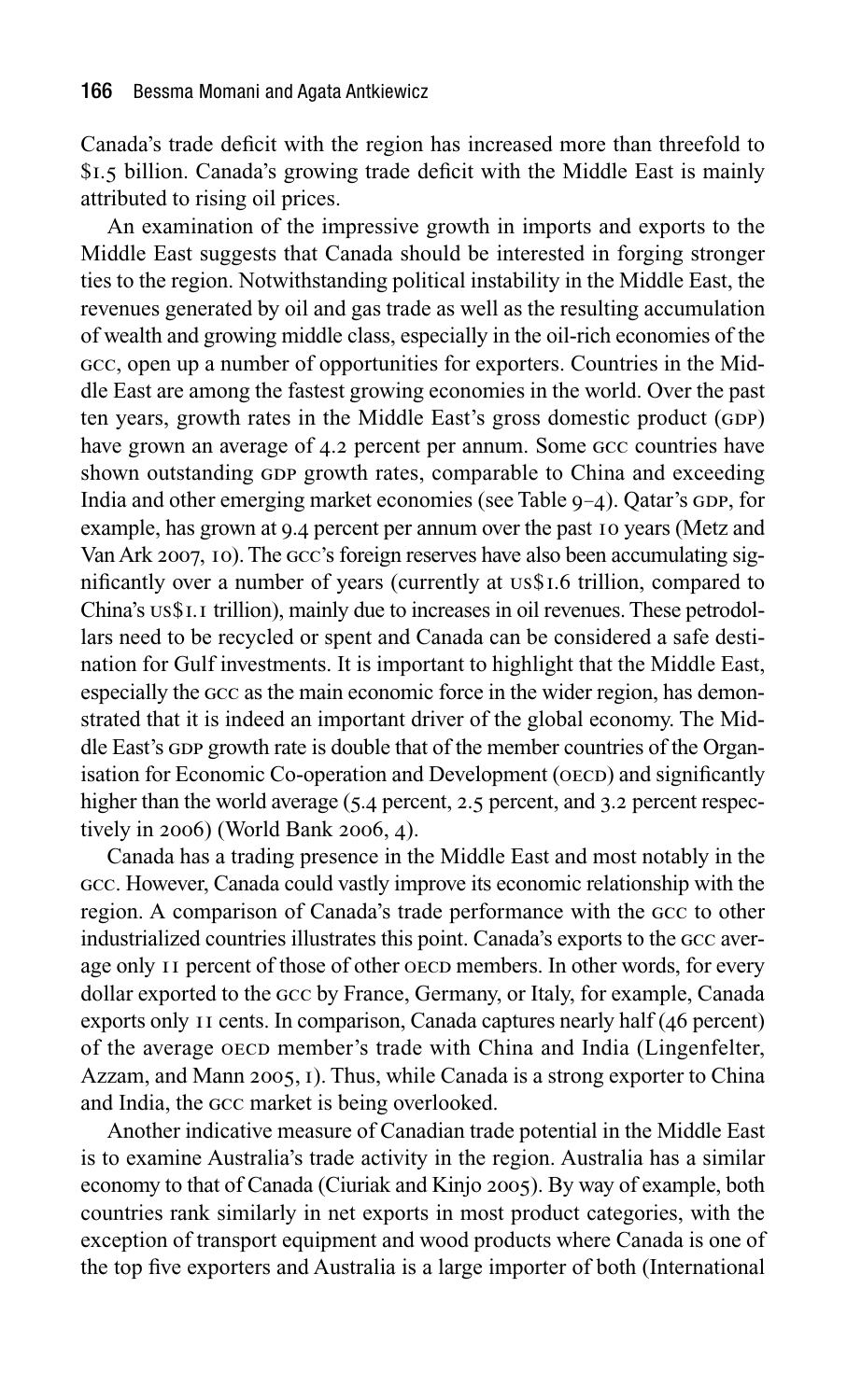Canada's trade deficit with the region has increased more than threefold to $1.5 billion. Canada's growing trade deficit with the Middle East is mainly attributed to rising oil prices.

An examination of the impressive growth in imports and exports to the Middle East suggests that Canada should be interested in forging stronger ties to the region. Notwithstanding political instability in the Middle East, the revenues generated by oil and gas trade as well as the resulting accumulation of wealth and growing middle class, especially in the oil-rich economies of the GCC, open up a number of opportunities for exporters. Countries in the Middle East are among the fastest growing economies in the world. Over the past ten years, growth rates in the Middle East's gross domestic product (GDP) have grown an average of 4.2 percent per annum. Some GCC countries have shown outstanding GDP growth rates, comparable to China and exceeding India and other emerging market economies (see Table 9–4). Qatar's GDP, for example, has grown at 9.4 percent per annum over the past 10 years (Metz and Van Ark 2007, 10). The GCC's foreign reserves have also been accumulating significantly over a number of years (currently at US$1.6 trillion, compared to China's US$1.1 trillion), mainly due to increases in oil revenues. These petrodollars need to be recycled or spent and Canada can be considered a safe destination for Gulf investments. It is important to highlight that the Middle East, especially the GCC as the main economic force in the wider region, has demonstrated that it is indeed an important driver of the global economy. The Middle East's GDP growth rate is double that of the member countries of the Organisation for Economic Co-operation and Development (OECD) and significantly higher than the world average (5.4 percent, 2.5 percent, and 3.2 percent respectively in 2006) (World Bank 2006, 4).

Canada has a trading presence in the Middle East and most notably in the GCC. However, Canada could vastly improve its economic relationship with the region. A comparison of Canada's trade performance with the GCC to other industrialized countries illustrates this point. Canada's exports to the GCC average only 11 percent of those of other OECD members. In other words, for every dollar exported to the GCC by France, Germany, or Italy, for example, Canada exports only 11 cents. In comparison, Canada captures nearly half (46 percent) of the average OECD member's trade with China and India (Lingenfelter, Azzam, and Mann 2005, 1). Thus, while Canada is a strong exporter to China and India, the GCC market is being overlooked.

Another indicative measure of Canadian trade potential in the Middle East is to examine Australia's trade activity in the region. Australia has a similar economy to that of Canada (Ciuriak and Kinjo 2005). By way of example, both countries rank similarly in net exports in most product categories, with the exception of transport equipment and wood products where Canada is one of the top five exporters and Australia is a large importer of both (International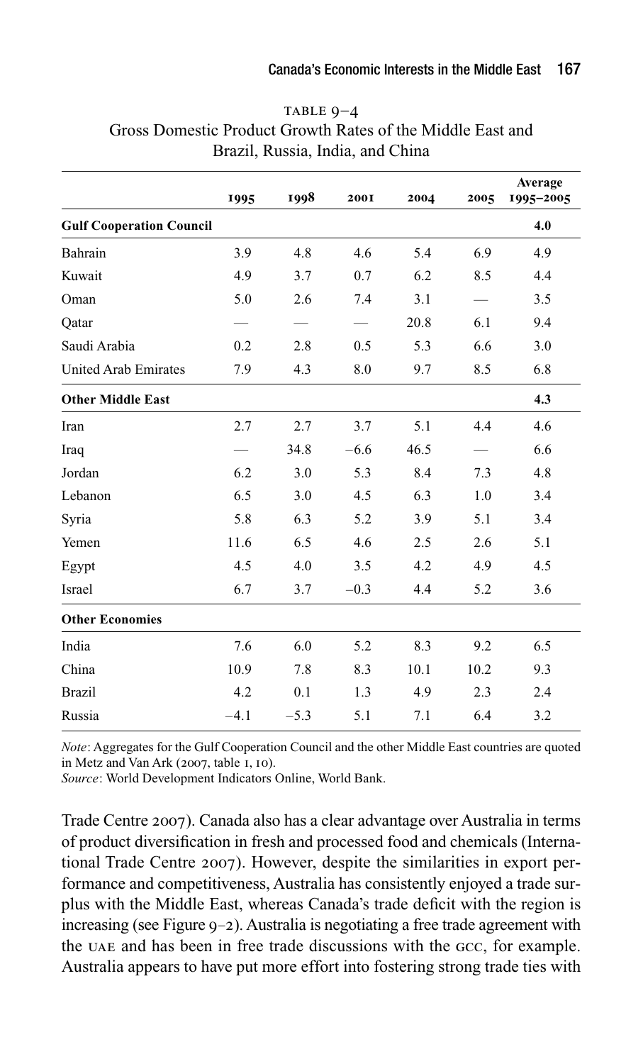TABLE 9–4
Gross Domestic Product Growth Rates of the Middle East and Brazil, Russia, India, and China

| | 1995 | 1998 | 2001 | 2004 | 2005 | Average 1995–2005 |
|---|---|---|---|---|---|---|
| **Gulf Cooperation Council** | | | | | | **4.0** |
| Bahrain | 3.9 | 4.8 | 4.6 | 5.4 | 6.9 | 4.9 |
| Kuwait | 4.9 | 3.7 | 0.7 | 6.2 | 8.5 | 4.4 |
| Oman | 5.0 | 2.6 | 7.4 | 3.1 | — | 3.5 |
| Qatar | — | — | — | 20.8 | 6.1 | 9.4 |
| Saudi Arabia | 0.2 | 2.8 | 0.5 | 5.3 | 6.6 | 3.0 |
| United Arab Emirates | 7.9 | 4.3 | 8.0 | 9.7 | 8.5 | 6.8 |
| **Other Middle East** | | | | | | **4.3** |
| Iran | 2.7 | 2.7 | 3.7 | 5.1 | 4.4 | 4.6 |
| Iraq | — | 34.8 | −6.6 | 46.5 | — | 6.6 |
| Jordan | 6.2 | 3.0 | 5.3 | 8.4 | 7.3 | 4.8 |
| Lebanon | 6.5 | 3.0 | 4.5 | 6.3 | 1.0 | 3.4 |
| Syria | 5.8 | 6.3 | 5.2 | 3.9 | 5.1 | 3.4 |
| Yemen | 11.6 | 6.5 | 4.6 | 2.5 | 2.6 | 5.1 |
| Egypt | 4.5 | 4.0 | 3.5 | 4.2 | 4.9 | 4.5 |
| Israel | 6.7 | 3.7 | −0.3 | 4.4 | 5.2 | 3.6 |
| **Other Economies** | | | | | | |
| India | 7.6 | 6.0 | 5.2 | 8.3 | 9.2 | 6.5 |
| China | 10.9 | 7.8 | 8.3 | 10.1 | 10.2 | 9.3 |
| Brazil | 4.2 | 0.1 | 1.3 | 4.9 | 2.3 | 2.4 |
| Russia | −4.1 | −5.3 | 5.1 | 7.1 | 6.4 | 3.2 |

*Note*: Aggregates for the Gulf Cooperation Council and the other Middle East countries are quoted in Metz and Van Ark (2007, table 1, 10).
*Source*: World Development Indicators Online, World Bank.

Trade Centre 2007). Canada also has a clear advantage over Australia in terms of product diversification in fresh and processed food and chemicals (International Trade Centre 2007). However, despite the similarities in export performance and competitiveness, Australia has consistently enjoyed a trade surplus with the Middle East, whereas Canada's trade deficit with the region is increasing (see Figure 9–2). Australia is negotiating a free trade agreement with the UAE and has been in free trade discussions with the GCC, for example. Australia appears to have put more effort into fostering strong trade ties with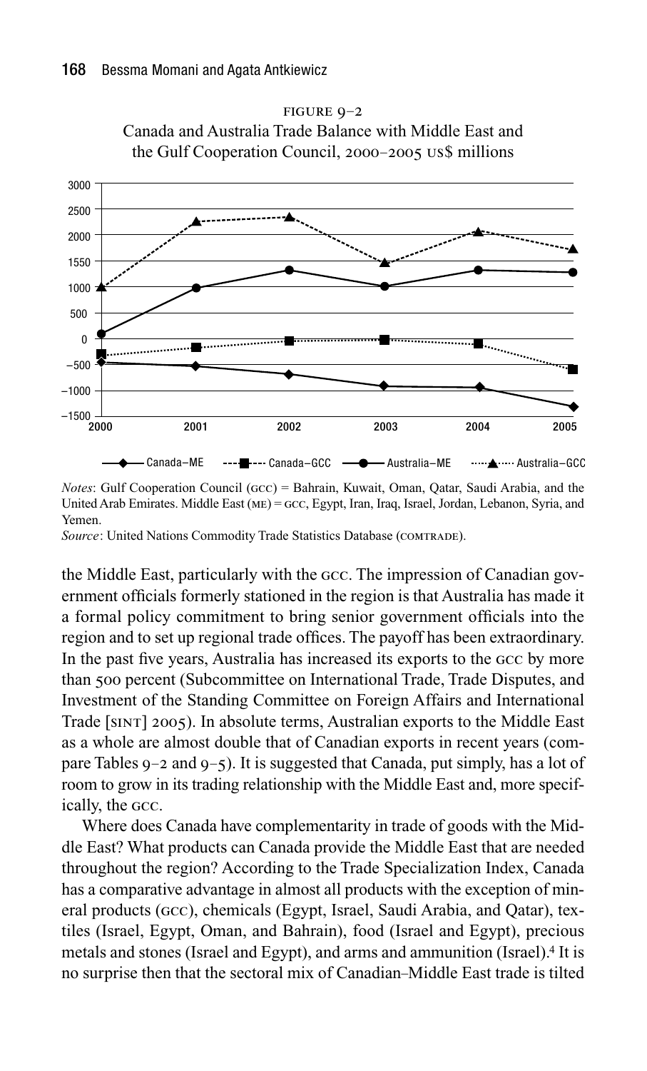FIGURE 9–2
Canada and Australia Trade Balance with Middle East and the Gulf Cooperation Council, 2000–2005 US$ millions

*Notes*: Gulf Cooperation Council (GCC) = Bahrain, Kuwait, Oman, Qatar, Saudi Arabia, and the United Arab Emirates. Middle East (ME) = GCC, Egypt, Iran, Iraq, Israel, Jordan, Lebanon, Syria, and Yemen.
*Source*: United Nations Commodity Trade Statistics Database (COMTRADE).

the Middle East, particularly with the GCC. The impression of Canadian government officials formerly stationed in the region is that Australia has made it a formal policy commitment to bring senior government officials into the region and to set up regional trade offices. The payoff has been extraordinary. In the past five years, Australia has increased its exports to the GCC by more than 500 percent (Subcommittee on International Trade, Trade Disputes, and Investment of the Standing Committee on Foreign Affairs and International Trade [SINT] 2005). In absolute terms, Australian exports to the Middle East as a whole are almost double that of Canadian exports in recent years (compare Tables 9–2 and 9–5). It is suggested that Canada, put simply, has a lot of room to grow in its trading relationship with the Middle East and, more specifically, the GCC.

Where does Canada have complementarity in trade of goods with the Middle East? What products can Canada provide the Middle East that are needed throughout the region? According to the Trade Specialization Index, Canada has a comparative advantage in almost all products with the exception of mineral products (GCC), chemicals (Egypt, Israel, Saudi Arabia, and Qatar), textiles (Israel, Egypt, Oman, and Bahrain), food (Israel and Egypt), precious metals and stones (Israel and Egypt), and arms and ammunition (Israel).[4] It is no surprise then that the sectoral mix of Canadian–Middle East trade is tilted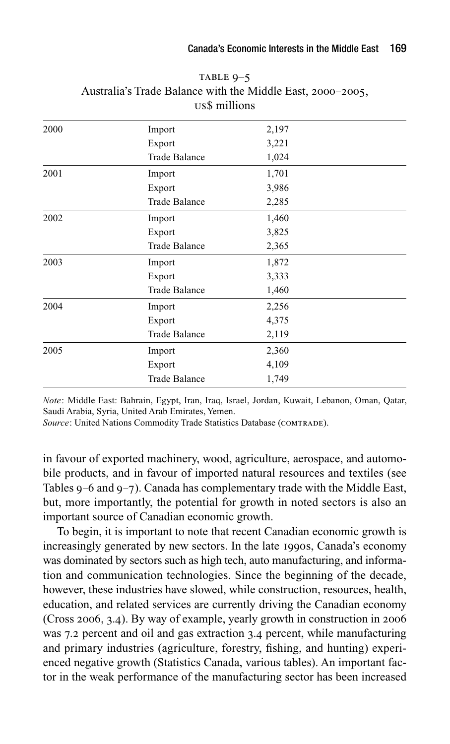TABLE 9–5
Australia's Trade Balance with the Middle East, 2000–2005, US$ millions

| | | |
|---|---|---|
| 2000 | Import | 2,197 |
| | Export | 3,221 |
| | Trade Balance | 1,024 |
| 2001 | Import | 1,701 |
| | Export | 3,986 |
| | Trade Balance | 2,285 |
| 2002 | Import | 1,460 |
| | Export | 3,825 |
| | Trade Balance | 2,365 |
| 2003 | Import | 1,872 |
| | Export | 3,333 |
| | Trade Balance | 1,460 |
| 2004 | Import | 2,256 |
| | Export | 4,375 |
| | Trade Balance | 2,119 |
| 2005 | Import | 2,360 |
| | Export | 4,109 |
| | Trade Balance | 1,749 |

*Note*: Middle East: Bahrain, Egypt, Iran, Iraq, Israel, Jordan, Kuwait, Lebanon, Oman, Qatar, Saudi Arabia, Syria, United Arab Emirates, Yemen.
*Source*: United Nations Commodity Trade Statistics Database (COMTRADE).

in favour of exported machinery, wood, agriculture, aerospace, and automobile products, and in favour of imported natural resources and textiles (see Tables 9–6 and 9–7). Canada has complementary trade with the Middle East, but, more importantly, the potential for growth in noted sectors is also an important source of Canadian economic growth.

To begin, it is important to note that recent Canadian economic growth is increasingly generated by new sectors. In the late 1990s, Canada's economy was dominated by sectors such as high tech, auto manufacturing, and information and communication technologies. Since the beginning of the decade, however, these industries have slowed, while construction, resources, health, education, and related services are currently driving the Canadian economy (Cross 2006, 3.4). By way of example, yearly growth in construction in 2006 was 7.2 percent and oil and gas extraction 3.4 percent, while manufacturing and primary industries (agriculture, forestry, fishing, and hunting) experienced negative growth (Statistics Canada, various tables). An important factor in the weak performance of the manufacturing sector has been increased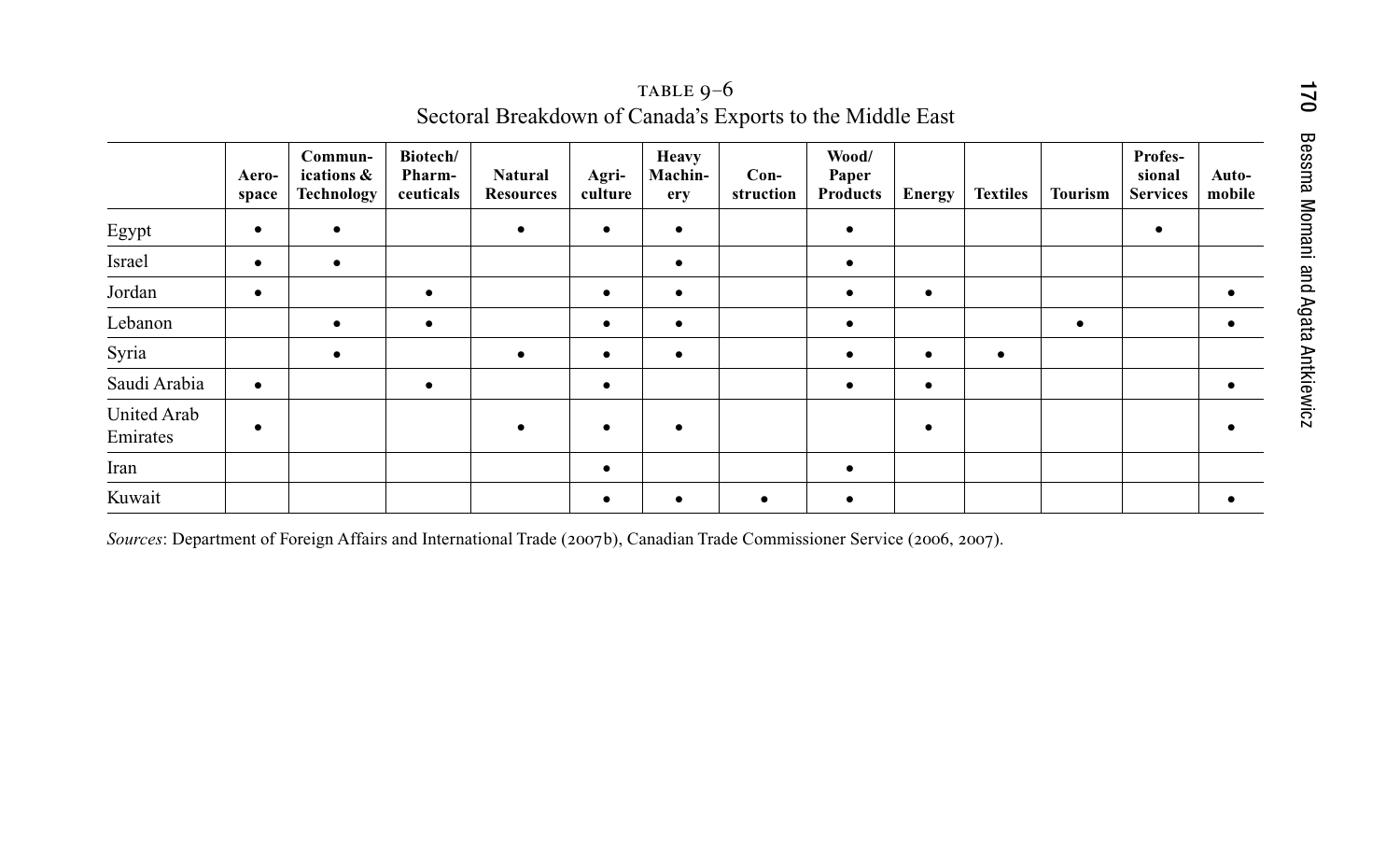TABLE 9–6
Sectoral Breakdown of Canada's Exports to the Middle East

| | Aerospace | Communications & Technology | Biotech/ Pharmaceuticals | Natural Resources | Agriculture | Heavy Machinery | Construction | Wood/ Paper Products | Energy | Textiles | Tourism | Professional Services | Automobile |
|---|---|---|---|---|---|---|---|---|---|---|---|---|---|
| Egypt | • | • | | • | • | • | | • | | | | • | |
| Israel | • | • | | | | • | | • | | | | | |
| Jordan | • | | • | | • | • | | • | • | | | | • |
| Lebanon | | • | • | | • | • | | • | | | • | | • |
| Syria | | • | | • | • | • | | • | • | • | | | |
| Saudi Arabia | • | | • | | • | | | • | • | | | | • |
| United Arab Emirates | • | | | • | • | • | | | • | | | | • |
| Iran | | | | | • | | | • | | | | | |
| Kuwait | | | | | • | • | • | • | | | | | • |

*Sources*: Department of Foreign Affairs and International Trade (2007b), Canadian Trade Commissioner Service (2006, 2007).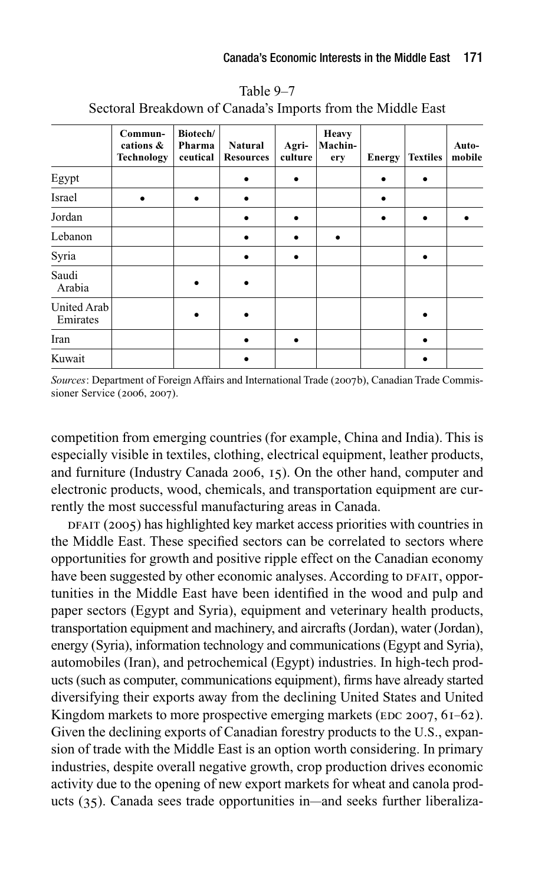Table 9–7
Sectoral Breakdown of Canada's Imports from the Middle East

| | Communications & Technology | Biotech/Pharmaceutical | Natural Resources | Agriculture | Heavy Machinery | Energy | Textiles | Automobile |
|---|---|---|---|---|---|---|---|---|
| Egypt | | | • | • | | • | • | |
| Israel | • | • | • | | | • | | |
| Jordan | | | • | • | | • | • | • |
| Lebanon | | | • | • | • | | | |
| Syria | | | • | • | | | • | |
| Saudi Arabia | | • | • | | | | | |
| United Arab Emirates | | • | • | | | | • | |
| Iran | | | • | • | | | • | |
| Kuwait | | | • | | | | • | |

*Sources*: Department of Foreign Affairs and International Trade (2007b), Canadian Trade Commissioner Service (2006, 2007).

competition from emerging countries (for example, China and India). This is especially visible in textiles, clothing, electrical equipment, leather products, and furniture (Industry Canada 2006, 15). On the other hand, computer and electronic products, wood, chemicals, and transportation equipment are currently the most successful manufacturing areas in Canada.

DFAIT (2005) has highlighted key market access priorities with countries in the Middle East. These specified sectors can be correlated to sectors where opportunities for growth and positive ripple effect on the Canadian economy have been suggested by other economic analyses. According to DFAIT, opportunities in the Middle East have been identified in the wood and pulp and paper sectors (Egypt and Syria), equipment and veterinary health products, transportation equipment and machinery, and aircrafts (Jordan), water (Jordan), energy (Syria), information technology and communications (Egypt and Syria), automobiles (Iran), and petrochemical (Egypt) industries. In high-tech products (such as computer, communications equipment), firms have already started diversifying their exports away from the declining United States and United Kingdom markets to more prospective emerging markets (EDC 2007, 61–62). Given the declining exports of Canadian forestry products to the U.S., expansion of trade with the Middle East is an option worth considering. In primary industries, despite overall negative growth, crop production drives economic activity due to the opening of new export markets for wheat and canola products (35). Canada sees trade opportunities in—and seeks further liberaliza-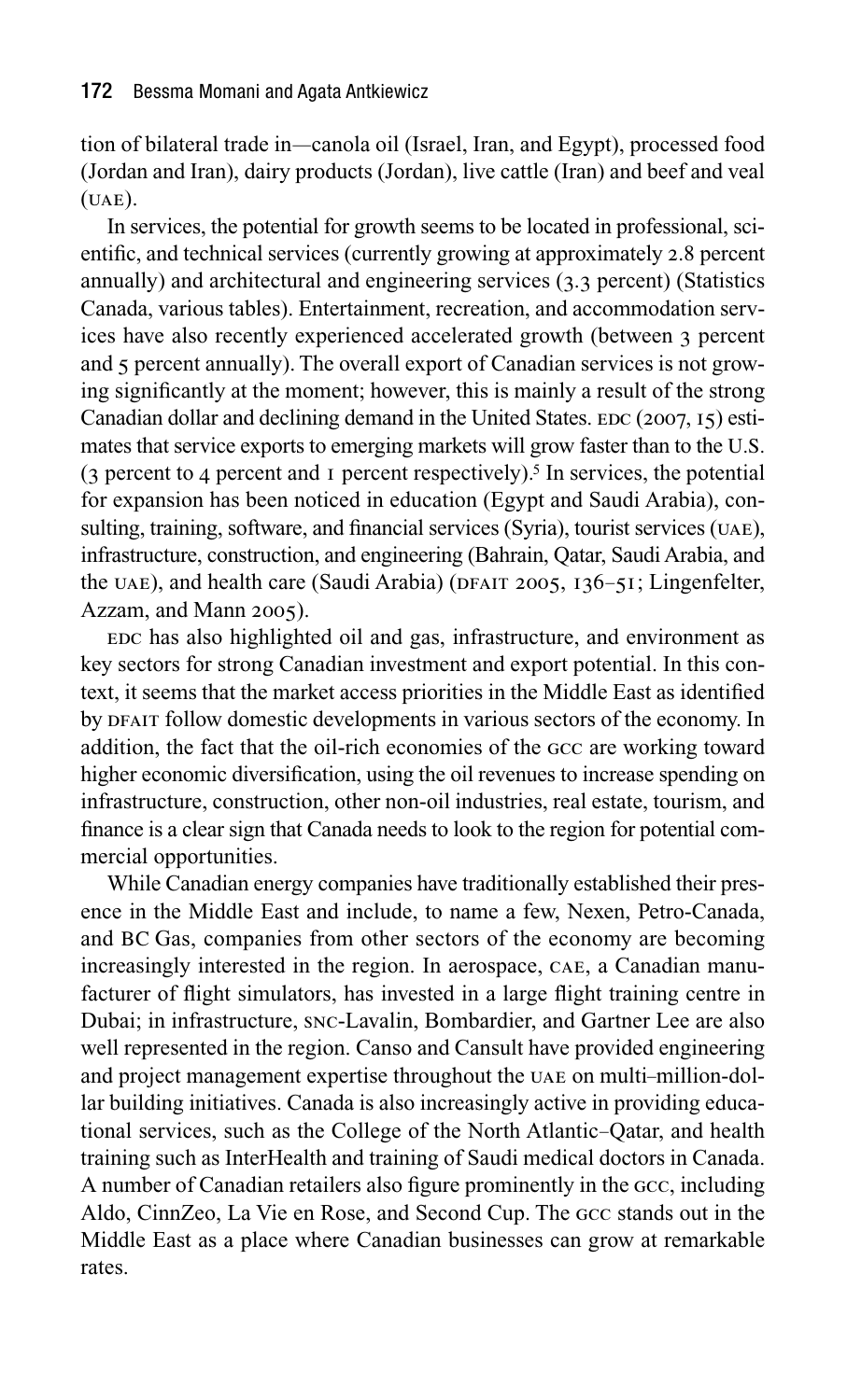tion of bilateral trade in—canola oil (Israel, Iran, and Egypt), processed food (Jordan and Iran), dairy products (Jordan), live cattle (Iran) and beef and veal (UAE).

In services, the potential for growth seems to be located in professional, scientific, and technical services (currently growing at approximately 2.8 percent annually) and architectural and engineering services (3.3 percent) (Statistics Canada, various tables). Entertainment, recreation, and accommodation services have also recently experienced accelerated growth (between 3 percent and 5 percent annually). The overall export of Canadian services is not growing significantly at the moment; however, this is mainly a result of the strong Canadian dollar and declining demand in the United States. EDC (2007, 15) estimates that service exports to emerging markets will grow faster than to the U.S. (3 percent to 4 percent and 1 percent respectively).[5] In services, the potential for expansion has been noticed in education (Egypt and Saudi Arabia), consulting, training, software, and financial services (Syria), tourist services (UAE), infrastructure, construction, and engineering (Bahrain, Qatar, Saudi Arabia, and the UAE), and health care (Saudi Arabia) (DFAIT 2005, 136–51; Lingenfelter, Azzam, and Mann 2005).

EDC has also highlighted oil and gas, infrastructure, and environment as key sectors for strong Canadian investment and export potential. In this context, it seems that the market access priorities in the Middle East as identified by DFAIT follow domestic developments in various sectors of the economy. In addition, the fact that the oil-rich economies of the GCC are working toward higher economic diversification, using the oil revenues to increase spending on infrastructure, construction, other non-oil industries, real estate, tourism, and finance is a clear sign that Canada needs to look to the region for potential commercial opportunities.

While Canadian energy companies have traditionally established their presence in the Middle East and include, to name a few, Nexen, Petro-Canada, and BC Gas, companies from other sectors of the economy are becoming increasingly interested in the region. In aerospace, CAE, a Canadian manufacturer of flight simulators, has invested in a large flight training centre in Dubai; in infrastructure, SNC-Lavalin, Bombardier, and Gartner Lee are also well represented in the region. Canso and Cansult have provided engineering and project management expertise throughout the UAE on multi–million-dollar building initiatives. Canada is also increasingly active in providing educational services, such as the College of the North Atlantic–Qatar, and health training such as InterHealth and training of Saudi medical doctors in Canada. A number of Canadian retailers also figure prominently in the GCC, including Aldo, CinnZeo, La Vie en Rose, and Second Cup. The GCC stands out in the Middle East as a place where Canadian businesses can grow at remarkable rates.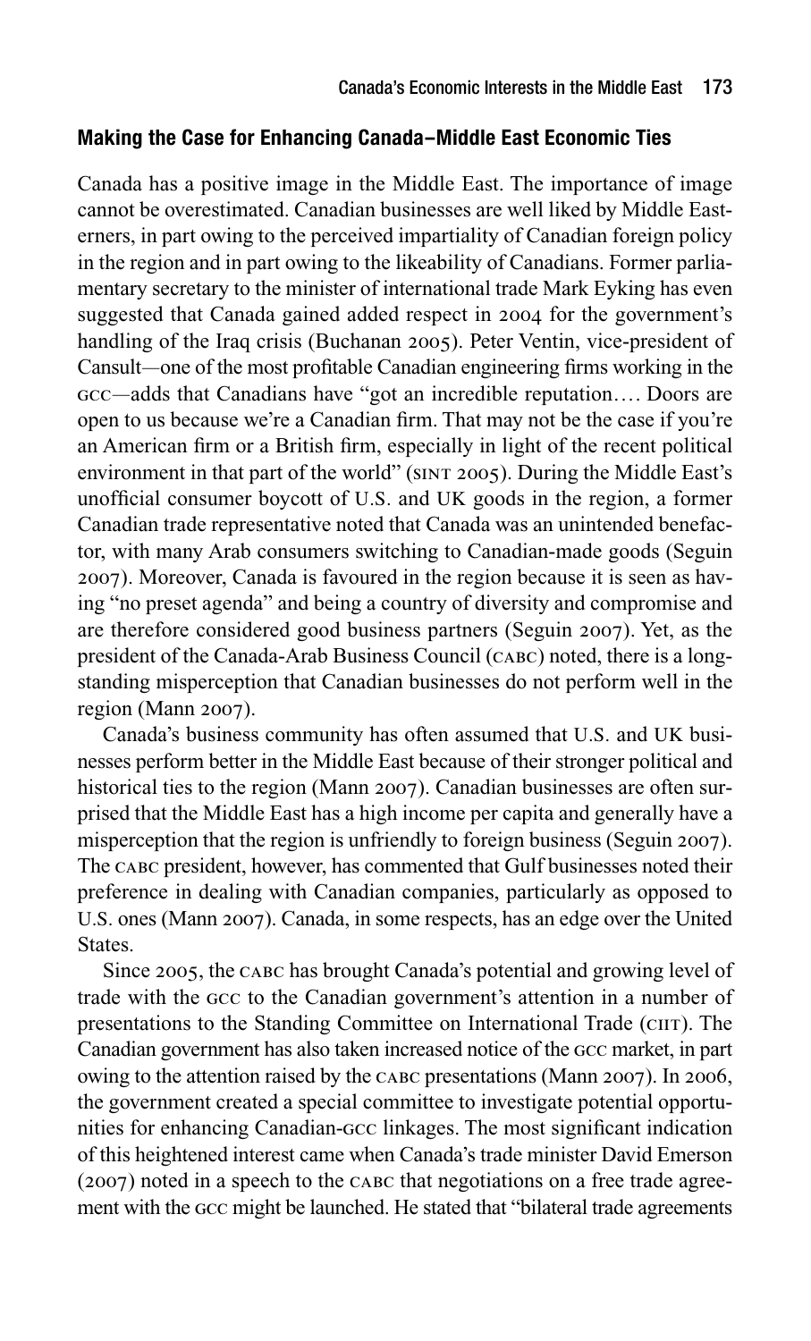## Making the Case for Enhancing Canada–Middle East Economic Ties

Canada has a positive image in the Middle East. The importance of image cannot be overestimated. Canadian businesses are well liked by Middle Easterners, in part owing to the perceived impartiality of Canadian foreign policy in the region and in part owing to the likeability of Canadians. Former parliamentary secretary to the minister of international trade Mark Eyking has even suggested that Canada gained added respect in 2004 for the government's handling of the Iraq crisis (Buchanan 2005). Peter Ventin, vice-president of Cansult—one of the most profitable Canadian engineering firms working in the GCC—adds that Canadians have "got an incredible reputation.… Doors are open to us because we're a Canadian firm. That may not be the case if you're an American firm or a British firm, especially in light of the recent political environment in that part of the world" (SINT 2005). During the Middle East's unofficial consumer boycott of U.S. and UK goods in the region, a former Canadian trade representative noted that Canada was an unintended benefactor, with many Arab consumers switching to Canadian-made goods (Seguin 2007). Moreover, Canada is favoured in the region because it is seen as having "no preset agenda" and being a country of diversity and compromise and are therefore considered good business partners (Seguin 2007). Yet, as the president of the Canada-Arab Business Council (CABC) noted, there is a longstanding misperception that Canadian businesses do not perform well in the region (Mann 2007).

Canada's business community has often assumed that U.S. and UK businesses perform better in the Middle East because of their stronger political and historical ties to the region (Mann 2007). Canadian businesses are often surprised that the Middle East has a high income per capita and generally have a misperception that the region is unfriendly to foreign business (Seguin 2007). The CABC president, however, has commented that Gulf businesses noted their preference in dealing with Canadian companies, particularly as opposed to U.S. ones (Mann 2007). Canada, in some respects, has an edge over the United States.

Since 2005, the CABC has brought Canada's potential and growing level of trade with the GCC to the Canadian government's attention in a number of presentations to the Standing Committee on International Trade (CIIT). The Canadian government has also taken increased notice of the GCC market, in part owing to the attention raised by the CABC presentations (Mann 2007). In 2006, the government created a special committee to investigate potential opportunities for enhancing Canadian-GCC linkages. The most significant indication of this heightened interest came when Canada's trade minister David Emerson (2007) noted in a speech to the CABC that negotiations on a free trade agreement with the GCC might be launched. He stated that "bilateral trade agreements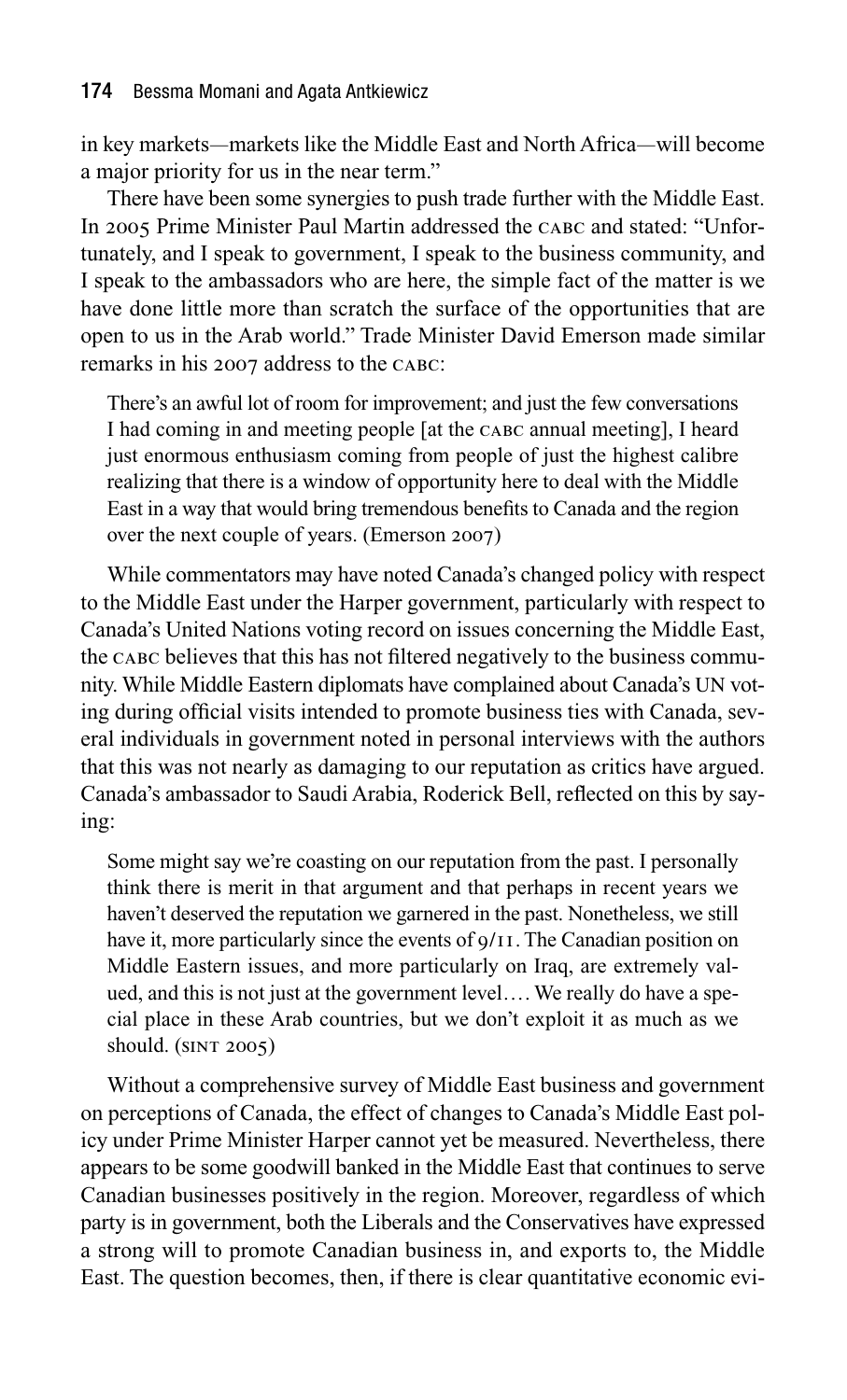in key markets—markets like the Middle East and North Africa—will become a major priority for us in the near term."

There have been some synergies to push trade further with the Middle East. In 2005 Prime Minister Paul Martin addressed the CABC and stated: "Unfortunately, and I speak to government, I speak to the business community, and I speak to the ambassadors who are here, the simple fact of the matter is we have done little more than scratch the surface of the opportunities that are open to us in the Arab world." Trade Minister David Emerson made similar remarks in his 2007 address to the CABC:

> There's an awful lot of room for improvement; and just the few conversations I had coming in and meeting people [at the CABC annual meeting], I heard just enormous enthusiasm coming from people of just the highest calibre realizing that there is a window of opportunity here to deal with the Middle East in a way that would bring tremendous benefits to Canada and the region over the next couple of years. (Emerson 2007)

While commentators may have noted Canada's changed policy with respect to the Middle East under the Harper government, particularly with respect to Canada's United Nations voting record on issues concerning the Middle East, the CABC believes that this has not filtered negatively to the business community. While Middle Eastern diplomats have complained about Canada's UN voting during official visits intended to promote business ties with Canada, several individuals in government noted in personal interviews with the authors that this was not nearly as damaging to our reputation as critics have argued. Canada's ambassador to Saudi Arabia, Roderick Bell, reflected on this by saying:

> Some might say we're coasting on our reputation from the past. I personally think there is merit in that argument and that perhaps in recent years we haven't deserved the reputation we garnered in the past. Nonetheless, we still have it, more particularly since the events of 9/11. The Canadian position on Middle Eastern issues, and more particularly on Iraq, are extremely valued, and this is not just at the government level.... We really do have a special place in these Arab countries, but we don't exploit it as much as we should. (SINT 2005)

Without a comprehensive survey of Middle East business and government on perceptions of Canada, the effect of changes to Canada's Middle East policy under Prime Minister Harper cannot yet be measured. Nevertheless, there appears to be some goodwill banked in the Middle East that continues to serve Canadian businesses positively in the region. Moreover, regardless of which party is in government, both the Liberals and the Conservatives have expressed a strong will to promote Canadian business in, and exports to, the Middle East. The question becomes, then, if there is clear quantitative economic evi-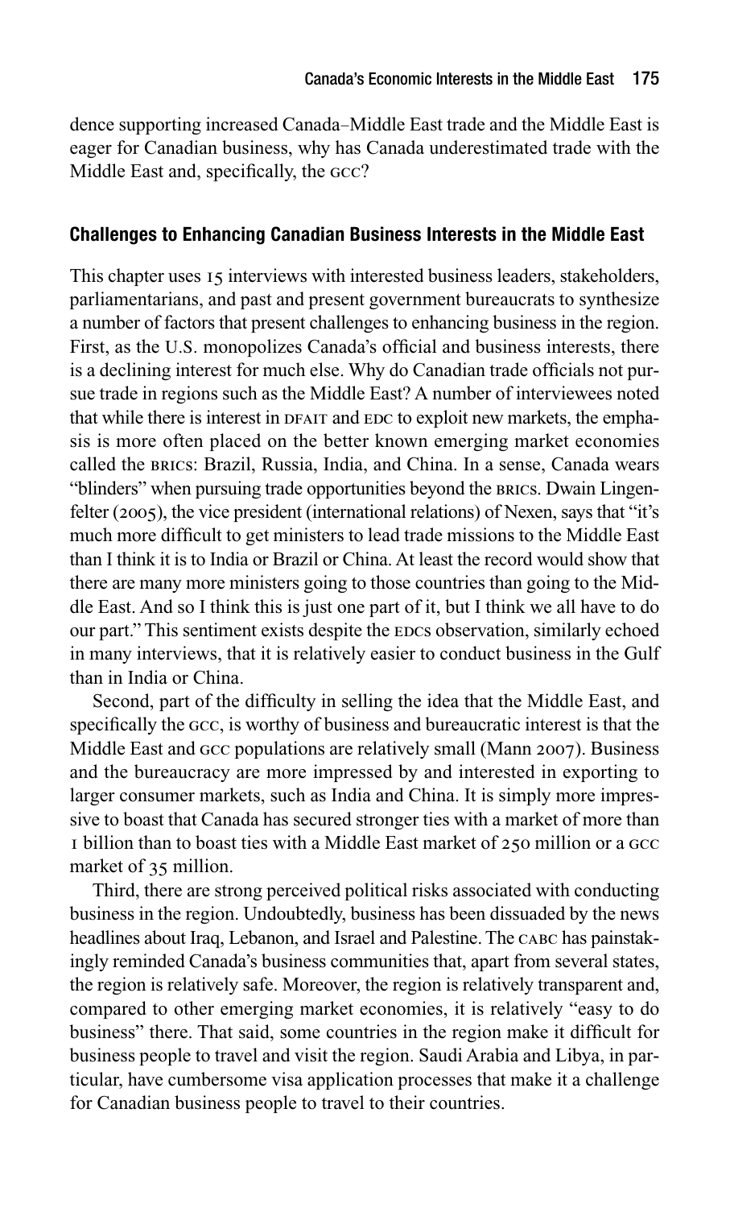dence supporting increased Canada–Middle East trade and the Middle East is eager for Canadian business, why has Canada underestimated trade with the Middle East and, specifically, the GCC?

### Challenges to Enhancing Canadian Business Interests in the Middle East

This chapter uses 15 interviews with interested business leaders, stakeholders, parliamentarians, and past and present government bureaucrats to synthesize a number of factors that present challenges to enhancing business in the region. First, as the U.S. monopolizes Canada's official and business interests, there is a declining interest for much else. Why do Canadian trade officials not pursue trade in regions such as the Middle East? A number of interviewees noted that while there is interest in DFAIT and EDC to exploit new markets, the emphasis is more often placed on the better known emerging market economies called the BRICs: Brazil, Russia, India, and China. In a sense, Canada wears "blinders" when pursuing trade opportunities beyond the BRICs. Dwain Lingenfelter (2005), the vice president (international relations) of Nexen, says that "it's much more difficult to get ministers to lead trade missions to the Middle East than I think it is to India or Brazil or China. At least the record would show that there are many more ministers going to those countries than going to the Middle East. And so I think this is just one part of it, but I think we all have to do our part." This sentiment exists despite the EDCs observation, similarly echoed in many interviews, that it is relatively easier to conduct business in the Gulf than in India or China.

Second, part of the difficulty in selling the idea that the Middle East, and specifically the GCC, is worthy of business and bureaucratic interest is that the Middle East and GCC populations are relatively small (Mann 2007). Business and the bureaucracy are more impressed by and interested in exporting to larger consumer markets, such as India and China. It is simply more impressive to boast that Canada has secured stronger ties with a market of more than 1 billion than to boast ties with a Middle East market of 250 million or a GCC market of 35 million.

Third, there are strong perceived political risks associated with conducting business in the region. Undoubtedly, business has been dissuaded by the news headlines about Iraq, Lebanon, and Israel and Palestine. The CABC has painstakingly reminded Canada's business communities that, apart from several states, the region is relatively safe. Moreover, the region is relatively transparent and, compared to other emerging market economies, it is relatively "easy to do business" there. That said, some countries in the region make it difficult for business people to travel and visit the region. Saudi Arabia and Libya, in particular, have cumbersome visa application processes that make it a challenge for Canadian business people to travel to their countries.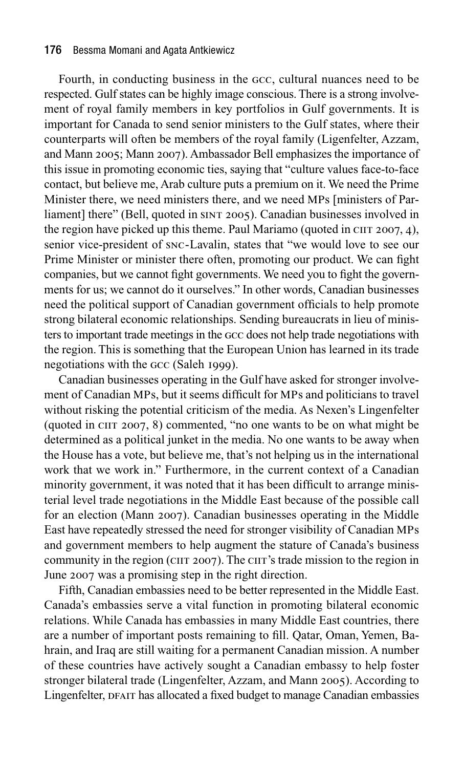Fourth, in conducting business in the GCC, cultural nuances need to be respected. Gulf states can be highly image conscious. There is a strong involvement of royal family members in key portfolios in Gulf governments. It is important for Canada to send senior ministers to the Gulf states, where their counterparts will often be members of the royal family (Ligenfelter, Azzam, and Mann 2005; Mann 2007). Ambassador Bell emphasizes the importance of this issue in promoting economic ties, saying that "culture values face-to-face contact, but believe me, Arab culture puts a premium on it. We need the Prime Minister there, we need ministers there, and we need MPs [ministers of Parliament] there" (Bell, quoted in SINT 2005). Canadian businesses involved in the region have picked up this theme. Paul Mariamo (quoted in CIIT 2007, 4), senior vice-president of SNC-Lavalin, states that "we would love to see our Prime Minister or minister there often, promoting our product. We can fight companies, but we cannot fight governments. We need you to fight the governments for us; we cannot do it ourselves." In other words, Canadian businesses need the political support of Canadian government officials to help promote strong bilateral economic relationships. Sending bureaucrats in lieu of ministers to important trade meetings in the GCC does not help trade negotiations with the region. This is something that the European Union has learned in its trade negotiations with the GCC (Saleh 1999).

Canadian businesses operating in the Gulf have asked for stronger involvement of Canadian MPs, but it seems difficult for MPs and politicians to travel without risking the potential criticism of the media. As Nexen's Lingenfelter (quoted in CIIT 2007, 8) commented, "no one wants to be on what might be determined as a political junket in the media. No one wants to be away when the House has a vote, but believe me, that's not helping us in the international work that we work in." Furthermore, in the current context of a Canadian minority government, it was noted that it has been difficult to arrange ministerial level trade negotiations in the Middle East because of the possible call for an election (Mann 2007). Canadian businesses operating in the Middle East have repeatedly stressed the need for stronger visibility of Canadian MPs and government members to help augment the stature of Canada's business community in the region (CIIT 2007). The CIIT's trade mission to the region in June 2007 was a promising step in the right direction.

Fifth, Canadian embassies need to be better represented in the Middle East. Canada's embassies serve a vital function in promoting bilateral economic relations. While Canada has embassies in many Middle East countries, there are a number of important posts remaining to fill. Qatar, Oman, Yemen, Bahrain, and Iraq are still waiting for a permanent Canadian mission. A number of these countries have actively sought a Canadian embassy to help foster stronger bilateral trade (Lingenfelter, Azzam, and Mann 2005). According to Lingenfelter, DFAIT has allocated a fixed budget to manage Canadian embassies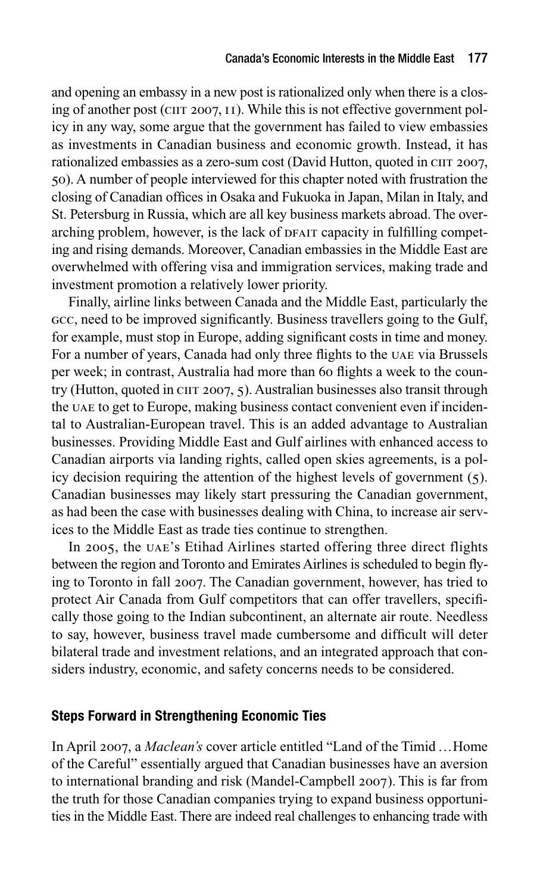and opening an embassy in a new post is rationalized only when there is a closing of another post (CIIT 2007, 11). While this is not effective government policy in any way, some argue that the government has failed to view embassies as investments in Canadian business and economic growth. Instead, it has rationalized embassies as a zero-sum cost (David Hutton, quoted in CIIT 2007, 50). A number of people interviewed for this chapter noted with frustration the closing of Canadian offices in Osaka and Fukuoka in Japan, Milan in Italy, and St. Petersburg in Russia, which are all key business markets abroad. The overarching problem, however, is the lack of DFAIT capacity in fulfilling competing and rising demands. Moreover, Canadian embassies in the Middle East are overwhelmed with offering visa and immigration services, making trade and investment promotion a relatively lower priority.

Finally, airline links between Canada and the Middle East, particularly the GCC, need to be improved significantly. Business travellers going to the Gulf, for example, must stop in Europe, adding significant costs in time and money. For a number of years, Canada had only three flights to the UAE via Brussels per week; in contrast, Australia had more than 60 flights a week to the country (Hutton, quoted in CIIT 2007, 5). Australian businesses also transit through the UAE to get to Europe, making business contact convenient even if incidental to Australian-European travel. This is an added advantage to Australian businesses. Providing Middle East and Gulf airlines with enhanced access to Canadian airports via landing rights, called open skies agreements, is a policy decision requiring the attention of the highest levels of government (5). Canadian businesses may likely start pressuring the Canadian government, as had been the case with businesses dealing with China, to increase air services to the Middle East as trade ties continue to strengthen.

In 2005, the UAE's Etihad Airlines started offering three direct flights between the region and Toronto and Emirates Airlines is scheduled to begin flying to Toronto in fall 2007. The Canadian government, however, has tried to protect Air Canada from Gulf competitors that can offer travellers, specifically those going to the Indian subcontinent, an alternate air route. Needless to say, however, business travel made cumbersome and difficult will deter bilateral trade and investment relations, and an integrated approach that considers industry, economic, and safety concerns needs to be considered.

## Steps Forward in Strengthening Economic Ties

In April 2007, a *Maclean's* cover article entitled "Land of the Timid …Home of the Careful" essentially argued that Canadian businesses have an aversion to international branding and risk (Mandel-Campbell 2007). This is far from the truth for those Canadian companies trying to expand business opportunities in the Middle East. There are indeed real challenges to enhancing trade with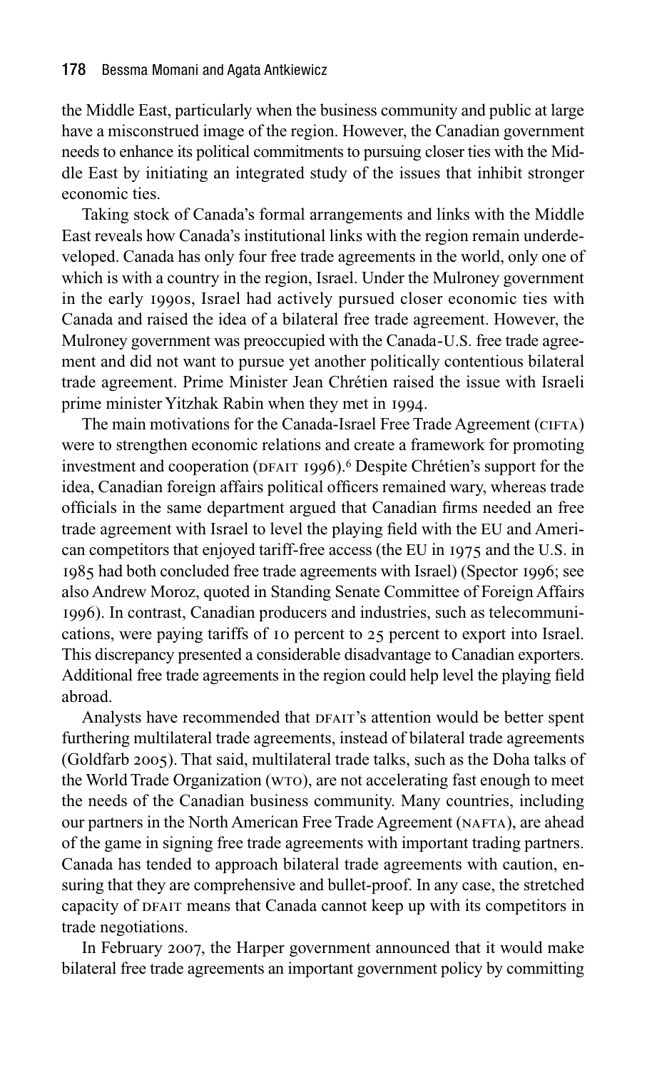the Middle East, particularly when the business community and public at large have a misconstrued image of the region. However, the Canadian government needs to enhance its political commitments to pursuing closer ties with the Middle East by initiating an integrated study of the issues that inhibit stronger economic ties.

Taking stock of Canada's formal arrangements and links with the Middle East reveals how Canada's institutional links with the region remain underdeveloped. Canada has only four free trade agreements in the world, only one of which is with a country in the region, Israel. Under the Mulroney government in the early 1990s, Israel had actively pursued closer economic ties with Canada and raised the idea of a bilateral free trade agreement. However, the Mulroney government was preoccupied with the Canada-U.S. free trade agreement and did not want to pursue yet another politically contentious bilateral trade agreement. Prime Minister Jean Chrétien raised the issue with Israeli prime minister Yitzhak Rabin when they met in 1994.

The main motivations for the Canada-Israel Free Trade Agreement (CIFTA) were to strengthen economic relations and create a framework for promoting investment and cooperation (DFAIT 1996).[6] Despite Chrétien's support for the idea, Canadian foreign affairs political officers remained wary, whereas trade officials in the same department argued that Canadian firms needed an free trade agreement with Israel to level the playing field with the EU and American competitors that enjoyed tariff-free access (the EU in 1975 and the U.S. in 1985 had both concluded free trade agreements with Israel) (Spector 1996; see also Andrew Moroz, quoted in Standing Senate Committee of Foreign Affairs 1996). In contrast, Canadian producers and industries, such as telecommunications, were paying tariffs of 10 percent to 25 percent to export into Israel. This discrepancy presented a considerable disadvantage to Canadian exporters. Additional free trade agreements in the region could help level the playing field abroad.

Analysts have recommended that DFAIT's attention would be better spent furthering multilateral trade agreements, instead of bilateral trade agreements (Goldfarb 2005). That said, multilateral trade talks, such as the Doha talks of the World Trade Organization (WTO), are not accelerating fast enough to meet the needs of the Canadian business community. Many countries, including our partners in the North American Free Trade Agreement (NAFTA), are ahead of the game in signing free trade agreements with important trading partners. Canada has tended to approach bilateral trade agreements with caution, ensuring that they are comprehensive and bullet-proof. In any case, the stretched capacity of DFAIT means that Canada cannot keep up with its competitors in trade negotiations.

In February 2007, the Harper government announced that it would make bilateral free trade agreements an important government policy by committing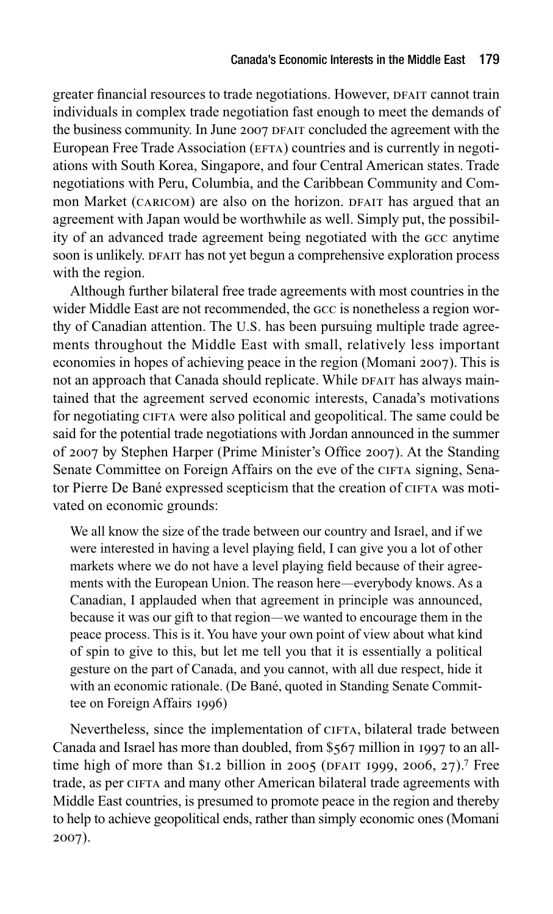greater financial resources to trade negotiations. However, DFAIT cannot train individuals in complex trade negotiation fast enough to meet the demands of the business community. In June 2007 DFAIT concluded the agreement with the European Free Trade Association (EFTA) countries and is currently in negotiations with South Korea, Singapore, and four Central American states. Trade negotiations with Peru, Columbia, and the Caribbean Community and Common Market (CARICOM) are also on the horizon. DFAIT has argued that an agreement with Japan would be worthwhile as well. Simply put, the possibility of an advanced trade agreement being negotiated with the GCC anytime soon is unlikely. DFAIT has not yet begun a comprehensive exploration process with the region.

Although further bilateral free trade agreements with most countries in the wider Middle East are not recommended, the GCC is nonetheless a region worthy of Canadian attention. The U.S. has been pursuing multiple trade agreements throughout the Middle East with small, relatively less important economies in hopes of achieving peace in the region (Momani 2007). This is not an approach that Canada should replicate. While DFAIT has always maintained that the agreement served economic interests, Canada's motivations for negotiating CIFTA were also political and geopolitical. The same could be said for the potential trade negotiations with Jordan announced in the summer of 2007 by Stephen Harper (Prime Minister's Office 2007). At the Standing Senate Committee on Foreign Affairs on the eve of the CIFTA signing, Senator Pierre De Bané expressed scepticism that the creation of CIFTA was motivated on economic grounds:

> We all know the size of the trade between our country and Israel, and if we were interested in having a level playing field, I can give you a lot of other markets where we do not have a level playing field because of their agreements with the European Union. The reason here—everybody knows. As a Canadian, I applauded when that agreement in principle was announced, because it was our gift to that region—we wanted to encourage them in the peace process. This is it. You have your own point of view about what kind of spin to give to this, but let me tell you that it is essentially a political gesture on the part of Canada, and you cannot, with all due respect, hide it with an economic rationale. (De Bané, quoted in Standing Senate Committee on Foreign Affairs 1996)

Nevertheless, since the implementation of CIFTA, bilateral trade between Canada and Israel has more than doubled, from $567 million in 1997 to an all-time high of more than $1.2 billion in 2005 (DFAIT 1999, 2006, 27).[7] Free trade, as per CIFTA and many other American bilateral trade agreements with Middle East countries, is presumed to promote peace in the region and thereby to help to achieve geopolitical ends, rather than simply economic ones (Momani 2007).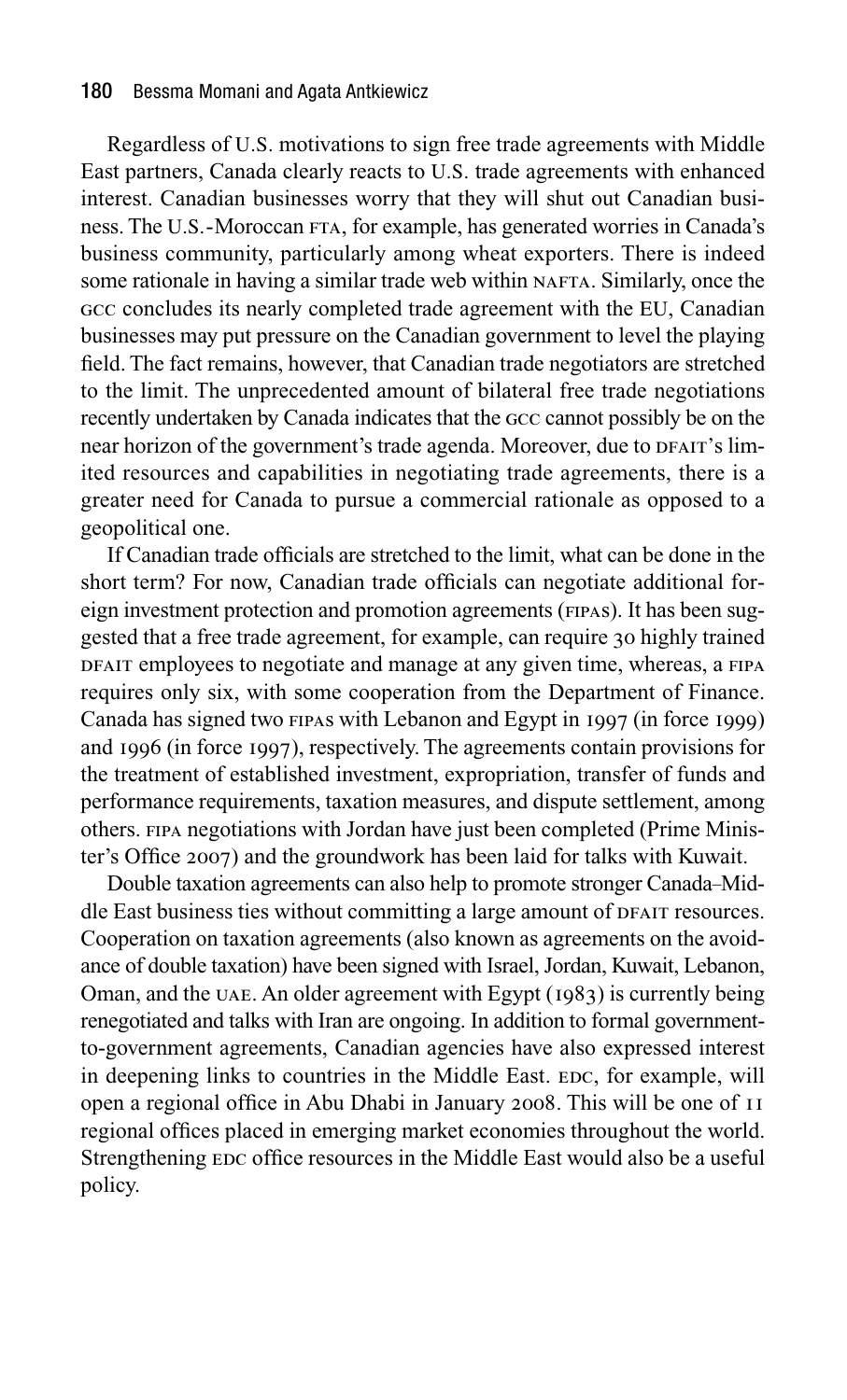Regardless of U.S. motivations to sign free trade agreements with Middle East partners, Canada clearly reacts to U.S. trade agreements with enhanced interest. Canadian businesses worry that they will shut out Canadian business. The U.S.-Moroccan FTA, for example, has generated worries in Canada's business community, particularly among wheat exporters. There is indeed some rationale in having a similar trade web within NAFTA. Similarly, once the GCC concludes its nearly completed trade agreement with the EU, Canadian businesses may put pressure on the Canadian government to level the playing field. The fact remains, however, that Canadian trade negotiators are stretched to the limit. The unprecedented amount of bilateral free trade negotiations recently undertaken by Canada indicates that the GCC cannot possibly be on the near horizon of the government's trade agenda. Moreover, due to DFAIT's limited resources and capabilities in negotiating trade agreements, there is a greater need for Canada to pursue a commercial rationale as opposed to a geopolitical one.

If Canadian trade officials are stretched to the limit, what can be done in the short term? For now, Canadian trade officials can negotiate additional foreign investment protection and promotion agreements (FIPAS). It has been suggested that a free trade agreement, for example, can require 30 highly trained DFAIT employees to negotiate and manage at any given time, whereas, a FIPA requires only six, with some cooperation from the Department of Finance. Canada has signed two FIPAS with Lebanon and Egypt in 1997 (in force 1999) and 1996 (in force 1997), respectively. The agreements contain provisions for the treatment of established investment, expropriation, transfer of funds and performance requirements, taxation measures, and dispute settlement, among others. FIPA negotiations with Jordan have just been completed (Prime Minister's Office 2007) and the groundwork has been laid for talks with Kuwait.

Double taxation agreements can also help to promote stronger Canada–Middle East business ties without committing a large amount of DFAIT resources. Cooperation on taxation agreements (also known as agreements on the avoidance of double taxation) have been signed with Israel, Jordan, Kuwait, Lebanon, Oman, and the UAE. An older agreement with Egypt (1983) is currently being renegotiated and talks with Iran are ongoing. In addition to formal government-to-government agreements, Canadian agencies have also expressed interest in deepening links to countries in the Middle East. EDC, for example, will open a regional office in Abu Dhabi in January 2008. This will be one of 11 regional offices placed in emerging market economies throughout the world. Strengthening EDC office resources in the Middle East would also be a useful policy.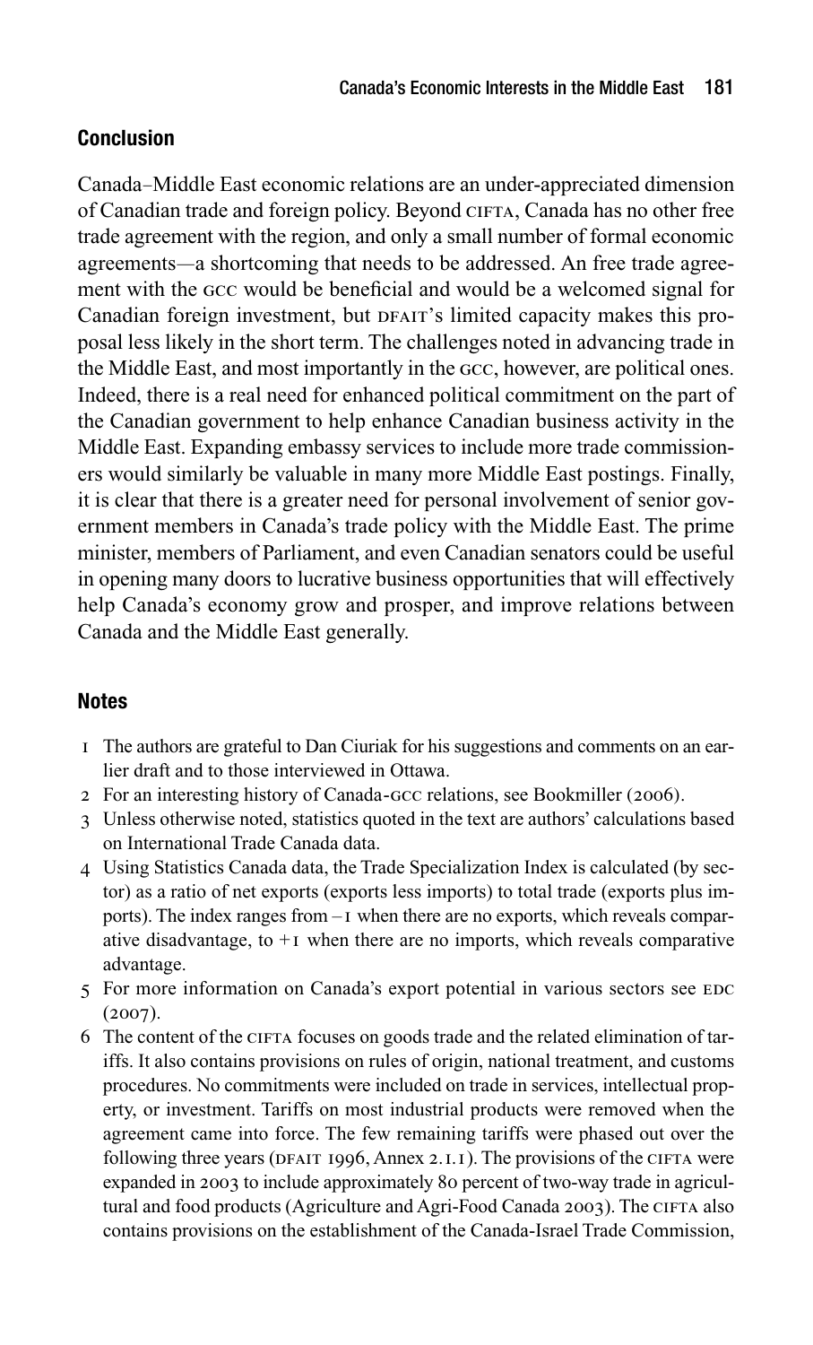## Conclusion

Canada–Middle East economic relations are an under-appreciated dimension of Canadian trade and foreign policy. Beyond CIFTA, Canada has no other free trade agreement with the region, and only a small number of formal economic agreements—a shortcoming that needs to be addressed. An free trade agreement with the GCC would be beneficial and would be a welcomed signal for Canadian foreign investment, but DFAIT's limited capacity makes this proposal less likely in the short term. The challenges noted in advancing trade in the Middle East, and most importantly in the GCC, however, are political ones. Indeed, there is a real need for enhanced political commitment on the part of the Canadian government to help enhance Canadian business activity in the Middle East. Expanding embassy services to include more trade commissioners would similarly be valuable in many more Middle East postings. Finally, it is clear that there is a greater need for personal involvement of senior government members in Canada's trade policy with the Middle East. The prime minister, members of Parliament, and even Canadian senators could be useful in opening many doors to lucrative business opportunities that will effectively help Canada's economy grow and prosper, and improve relations between Canada and the Middle East generally.

## Notes

1. The authors are grateful to Dan Ciuriak for his suggestions and comments on an earlier draft and to those interviewed in Ottawa.
2. For an interesting history of Canada-GCC relations, see Bookmiller (2006).
3. Unless otherwise noted, statistics quoted in the text are authors' calculations based on International Trade Canada data.
4. Using Statistics Canada data, the Trade Specialization Index is calculated (by sector) as a ratio of net exports (exports less imports) to total trade (exports plus imports). The index ranges from $-1$ when there are no exports, which reveals comparative disadvantage, to $+1$ when there are no imports, which reveals comparative advantage.
5. For more information on Canada's export potential in various sectors see EDC (2007).
6. The content of the CIFTA focuses on goods trade and the related elimination of tariffs. It also contains provisions on rules of origin, national treatment, and customs procedures. No commitments were included on trade in services, intellectual property, or investment. Tariffs on most industrial products were removed when the agreement came into force. The few remaining tariffs were phased out over the following three years (DFAIT 1996, Annex 2.1.1). The provisions of the CIFTA were expanded in 2003 to include approximately 80 percent of two-way trade in agricultural and food products (Agriculture and Agri-Food Canada 2003). The CIFTA also contains provisions on the establishment of the Canada-Israel Trade Commission,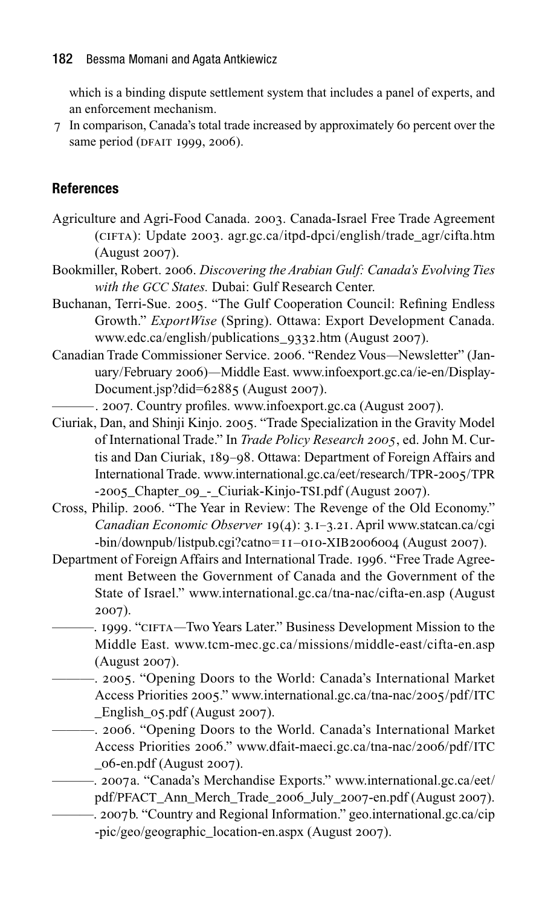which is a binding dispute settlement system that includes a panel of experts, and an enforcement mechanism.

7 In comparison, Canada's total trade increased by approximately 60 percent over the same period (DFAIT 1999, 2006).

## References

Agriculture and Agri-Food Canada. 2003. Canada-Israel Free Trade Agreement (CIFTA): Update 2003. agr.gc.ca/itpd-dpci/english/trade_agr/cifta.htm (August 2007).

Bookmiller, Robert. 2006. *Discovering the Arabian Gulf: Canada's Evolving Ties with the GCC States.* Dubai: Gulf Research Center.

Buchanan, Terri-Sue. 2005. "The Gulf Cooperation Council: Refining Endless Growth." *ExportWise* (Spring). Ottawa: Export Development Canada. www.edc.ca/english/publications_9332.htm (August 2007).

Canadian Trade Commissioner Service. 2006. "Rendez Vous—Newsletter" (January/February 2006)—Middle East. www.infoexport.gc.ca/ie-en/DisplayDocument.jsp?did=62885 (August 2007).

———. 2007. Country profiles. www.infoexport.gc.ca (August 2007).

Ciuriak, Dan, and Shinji Kinjo. 2005. "Trade Specialization in the Gravity Model of International Trade." In *Trade Policy Research 2005*, ed. John M. Curtis and Dan Ciuriak, 189–98. Ottawa: Department of Foreign Affairs and International Trade. www.international.gc.ca/eet/research/TPR-2005/TPR-2005_Chapter_09_-_Ciuriak-Kinjo-TSI.pdf (August 2007).

Cross, Philip. 2006. "The Year in Review: The Revenge of the Old Economy." *Canadian Economic Observer* 19(4): 3.1–3.21. April www.statcan.ca/cgi-bin/downpub/listpub.cgi?catno=11–010-XIB2006004 (August 2007).

Department of Foreign Affairs and International Trade. 1996. "Free Trade Agreement Between the Government of Canada and the Government of the State of Israel." www.international.gc.ca/tna-nac/cifta-en.asp (August 2007).

———. 1999. "CIFTA—Two Years Later." Business Development Mission to the Middle East. www.tcm-mec.gc.ca/missions/middle-east/cifta-en.asp (August 2007).

———. 2005. "Opening Doors to the World: Canada's International Market Access Priorities 2005." www.international.gc.ca/tna-nac/2005/pdf/ITC_English_05.pdf (August 2007).

———. 2006. "Opening Doors to the World. Canada's International Market Access Priorities 2006." www.dfait-maeci.gc.ca/tna-nac/2006/pdf/ITC_06-en.pdf (August 2007).

———. 2007a. "Canada's Merchandise Exports." www.international.gc.ca/eet/pdf/PFACT_Ann_Merch_Trade_2006_July_2007-en.pdf (August 2007).

———. 2007b. "Country and Regional Information." geo.international.gc.ca/cip-pic/geo/geographic_location-en.aspx (August 2007).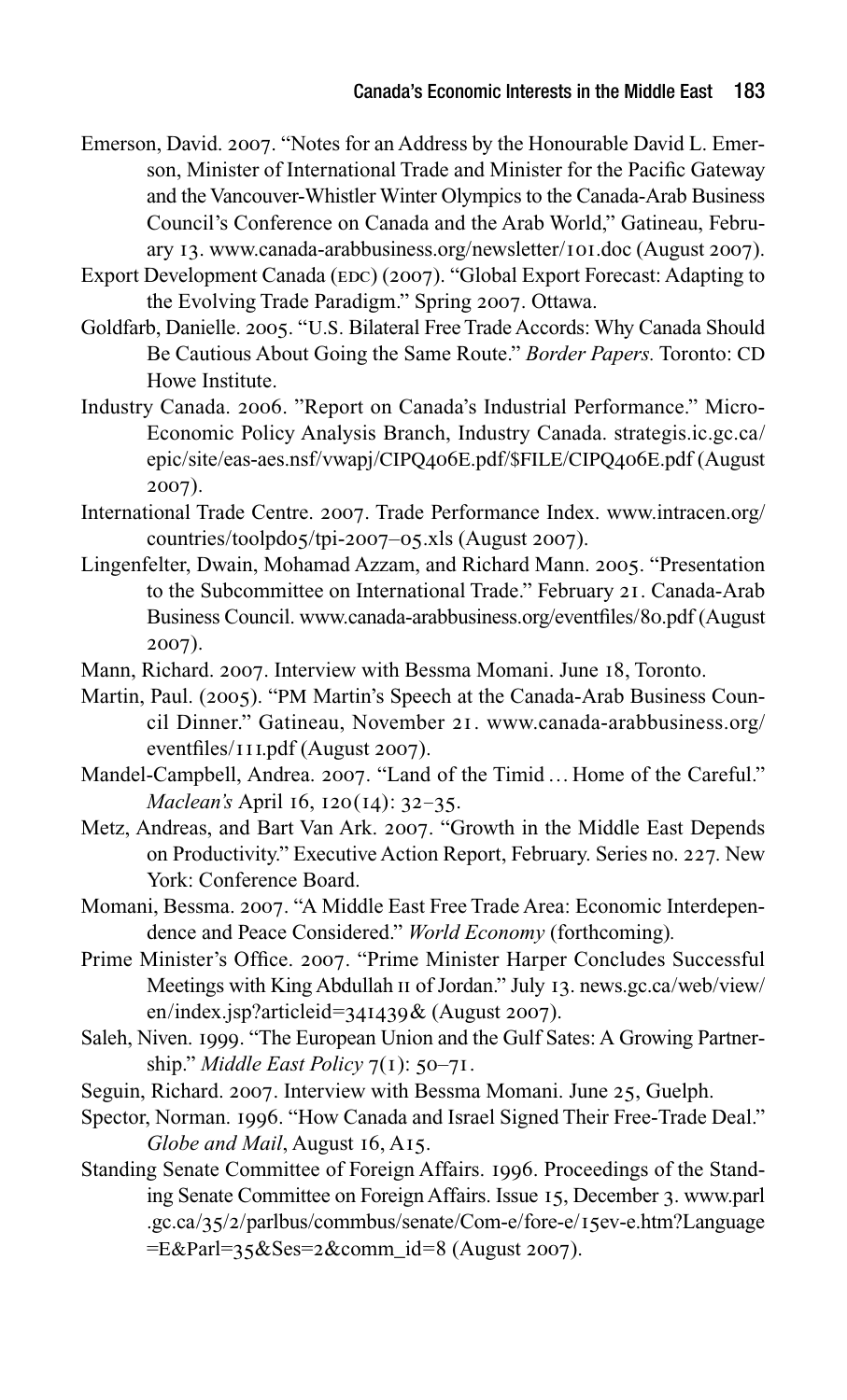Emerson, David. 2007. "Notes for an Address by the Honourable David L. Emerson, Minister of International Trade and Minister for the Pacific Gateway and the Vancouver-Whistler Winter Olympics to the Canada-Arab Business Council's Conference on Canada and the Arab World," Gatineau, February 13. www.canada-arabbusiness.org/newsletter/101.doc (August 2007).

Export Development Canada (EDC) (2007). "Global Export Forecast: Adapting to the Evolving Trade Paradigm." Spring 2007. Ottawa.

Goldfarb, Danielle. 2005. "U.S. Bilateral Free Trade Accords: Why Canada Should Be Cautious About Going the Same Route." *Border Papers.* Toronto: CD Howe Institute.

Industry Canada. 2006. "Report on Canada's Industrial Performance." Micro-Economic Policy Analysis Branch, Industry Canada. strategis.ic.gc.ca/epic/site/eas-aes.nsf/vwapj/CIPQ406E.pdf/$FILE/CIPQ406E.pdf (August 2007).

International Trade Centre. 2007. Trade Performance Index. www.intracen.org/countries/toolpd05/tpi-2007–05.xls (August 2007).

Lingenfelter, Dwain, Mohamad Azzam, and Richard Mann. 2005. "Presentation to the Subcommittee on International Trade." February 21. Canada-Arab Business Council. www.canada-arabbusiness.org/eventfiles/80.pdf (August 2007).

Mann, Richard. 2007. Interview with Bessma Momani. June 18, Toronto.

Martin, Paul. (2005). "PM Martin's Speech at the Canada-Arab Business Council Dinner." Gatineau, November 21. www.canada-arabbusiness.org/eventfiles/111.pdf (August 2007).

Mandel-Campbell, Andrea. 2007. "Land of the Timid … Home of the Careful." *Maclean's* April 16, 120(14): 32–35.

Metz, Andreas, and Bart Van Ark. 2007. "Growth in the Middle East Depends on Productivity." Executive Action Report, February. Series no. 227. New York: Conference Board.

Momani, Bessma. 2007. "A Middle East Free Trade Area: Economic Interdependence and Peace Considered." *World Economy* (forthcoming).

Prime Minister's Office. 2007. "Prime Minister Harper Concludes Successful Meetings with King Abdullah II of Jordan." July 13. news.gc.ca/web/view/en/index.jsp?articleid=341439& (August 2007).

Saleh, Niven. 1999. "The European Union and the Gulf Sates: A Growing Partnership." *Middle East Policy* 7(1): 50–71.

Seguin, Richard. 2007. Interview with Bessma Momani. June 25, Guelph.

Spector, Norman. 1996. "How Canada and Israel Signed Their Free-Trade Deal." *Globe and Mail*, August 16, A15.

Standing Senate Committee of Foreign Affairs. 1996. Proceedings of the Standing Senate Committee on Foreign Affairs. Issue 15, December 3. www.parl.gc.ca/35/2/parlbus/commbus/senate/Com-e/fore-e/15ev-e.htm?Language=E&Parl=35&Ses=2&comm_id=8 (August 2007).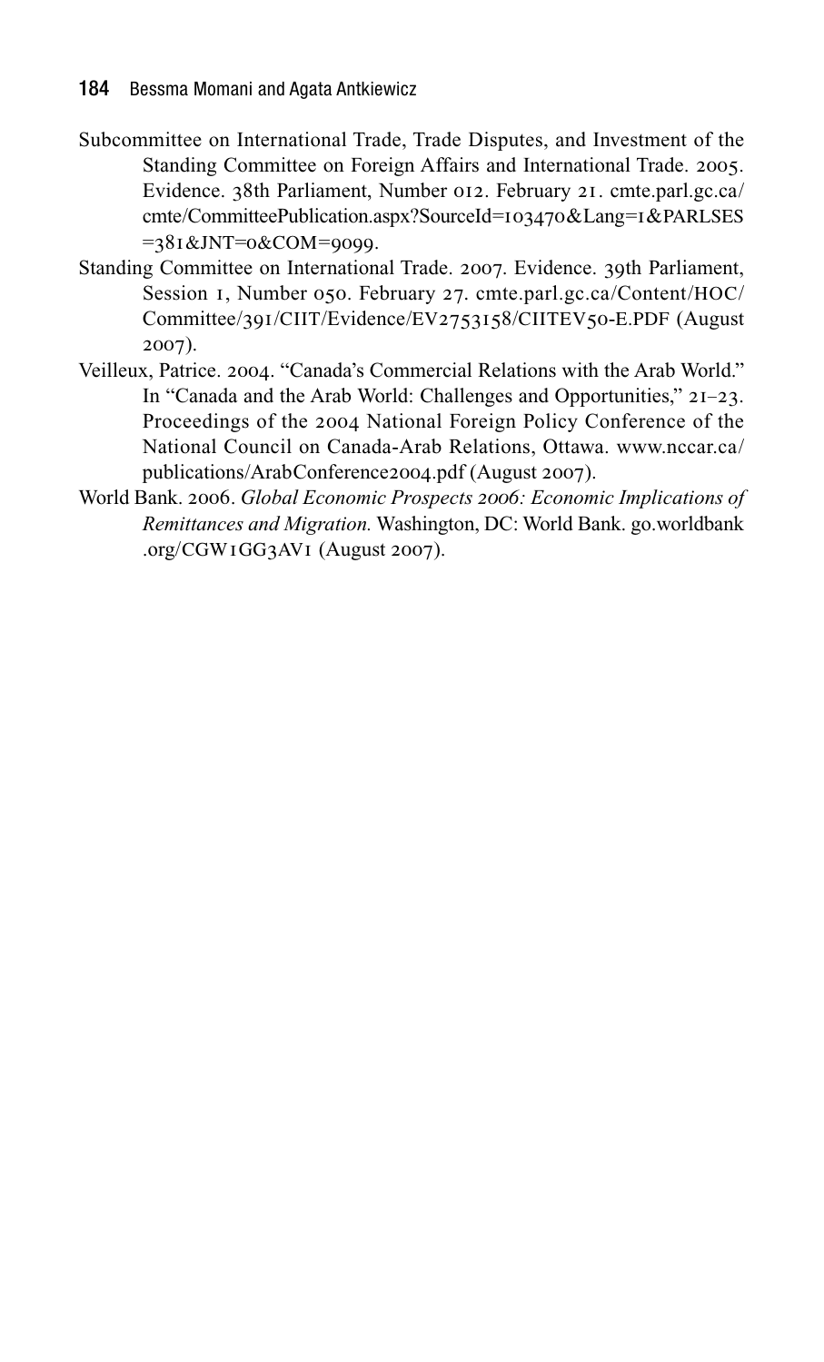Subcommittee on International Trade, Trade Disputes, and Investment of the Standing Committee on Foreign Affairs and International Trade. 2005. Evidence. 38th Parliament, Number 012. February 21. cmte.parl.gc.ca/cmte/CommitteePublication.aspx?SourceId=103470&Lang=1&PARLSES=381&JNT=0&COM=9099.

Standing Committee on International Trade. 2007. Evidence. 39th Parliament, Session 1, Number 050. February 27. cmte.parl.gc.ca/Content/HOC/Committee/391/CIIT/Evidence/EV2753158/CIITEV50-E.PDF (August 2007).

Veilleux, Patrice. 2004. "Canada's Commercial Relations with the Arab World." In "Canada and the Arab World: Challenges and Opportunities," 21–23. Proceedings of the 2004 National Foreign Policy Conference of the National Council on Canada-Arab Relations, Ottawa. www.nccar.ca/publications/ArabConference2004.pdf (August 2007).

World Bank. 2006. *Global Economic Prospects 2006: Economic Implications of Remittances and Migration.* Washington, DC: World Bank. go.worldbank.org/CGW1GG3AV1 (August 2007).